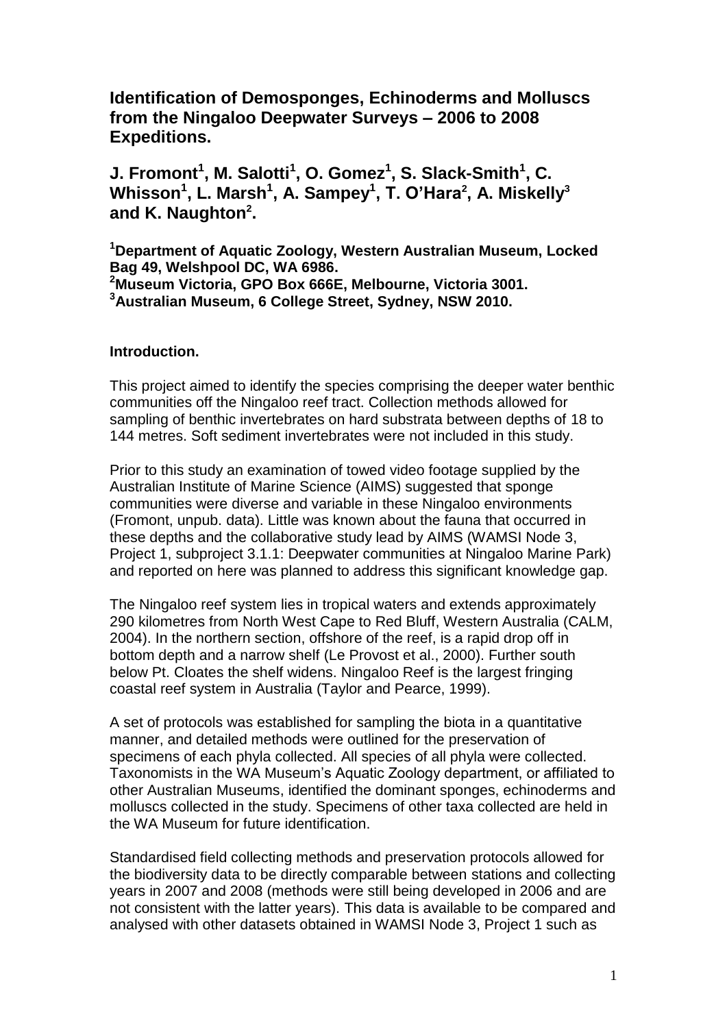# Identification of Demosponges, Echinoderms and Molluscs from the Ningaloo Deepwater Surveys – 2006 to 2008 Expeditions.

**J. Fromont[1], M. Salotti[1], O. Gomez[1], S. Slack-Smith[1], C. Whisson[1], L. Marsh[1], A. Sampey[1], T. O'Hara[2], A. Miskelly[3] and K. Naughton[2].**

**[1]Department of Aquatic Zoology, Western Australian Museum, Locked Bag 49, Welshpool DC, WA 6986.**
**[2]Museum Victoria, GPO Box 666E, Melbourne, Victoria 3001.**
**[3]Australian Museum, 6 College Street, Sydney, NSW 2010.**

**Introduction.**

This project aimed to identify the species comprising the deeper water benthic communities off the Ningaloo reef tract. Collection methods allowed for sampling of benthic invertebrates on hard substrata between depths of 18 to 144 metres. Soft sediment invertebrates were not included in this study.

Prior to this study an examination of towed video footage supplied by the Australian Institute of Marine Science (AIMS) suggested that sponge communities were diverse and variable in these Ningaloo environments (Fromont, unpub. data). Little was known about the fauna that occurred in these depths and the collaborative study lead by AIMS (WAMSI Node 3, Project 1, subproject 3.1.1: Deepwater communities at Ningaloo Marine Park) and reported on here was planned to address this significant knowledge gap.

The Ningaloo reef system lies in tropical waters and extends approximately 290 kilometres from North West Cape to Red Bluff, Western Australia (CALM, 2004). In the northern section, offshore of the reef, is a rapid drop off in bottom depth and a narrow shelf (Le Provost et al., 2000). Further south below Pt. Cloates the shelf widens. Ningaloo Reef is the largest fringing coastal reef system in Australia (Taylor and Pearce, 1999).

A set of protocols was established for sampling the biota in a quantitative manner, and detailed methods were outlined for the preservation of specimens of each phyla collected. All species of all phyla were collected. Taxonomists in the WA Museum's Aquatic Zoology department, or affiliated to other Australian Museums, identified the dominant sponges, echinoderms and molluscs collected in the study. Specimens of other taxa collected are held in the WA Museum for future identification.

Standardised field collecting methods and preservation protocols allowed for the biodiversity data to be directly comparable between stations and collecting years in 2007 and 2008 (methods were still being developed in 2006 and are not consistent with the latter years). This data is available to be compared and analysed with other datasets obtained in WAMSI Node 3, Project 1 such as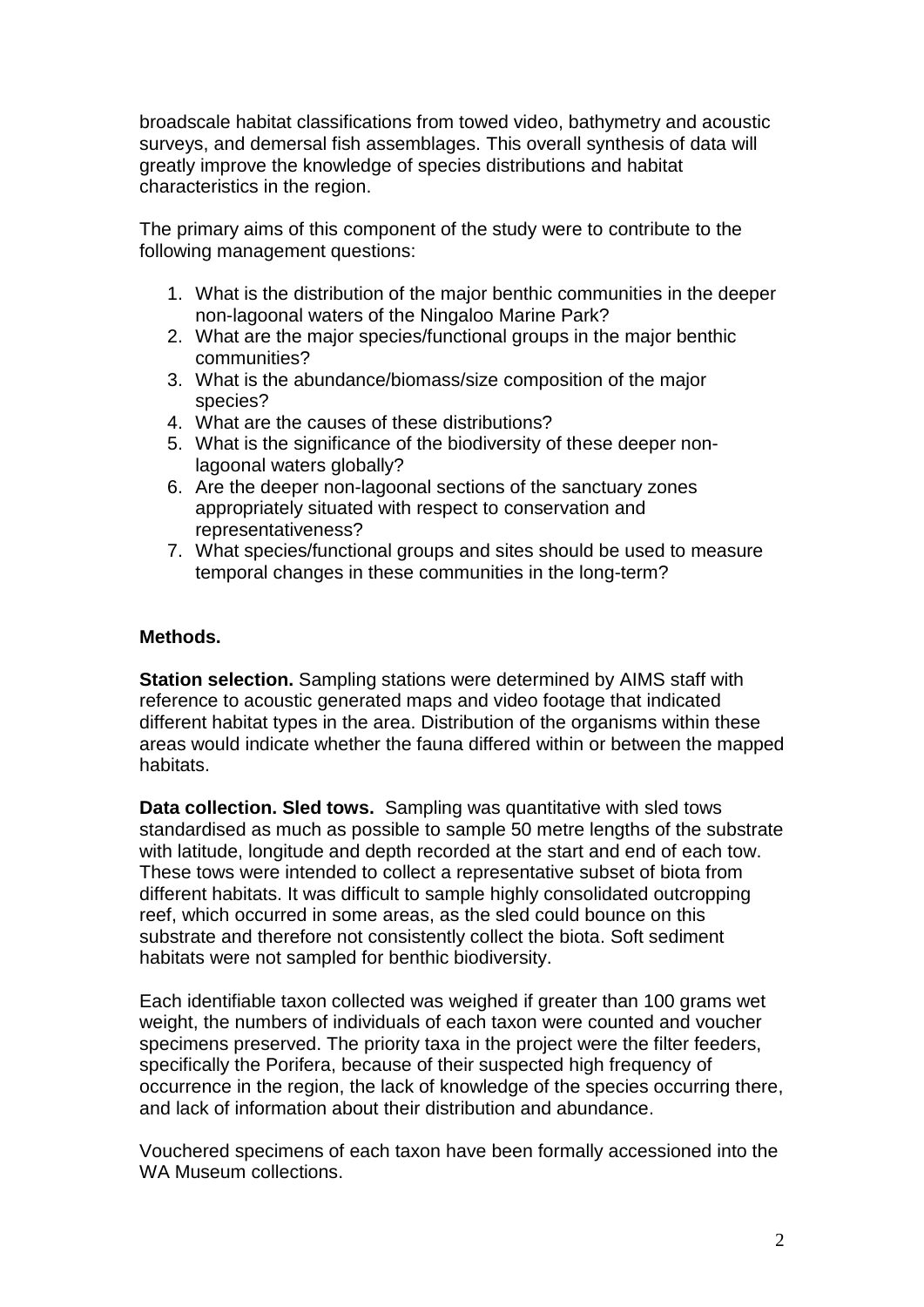broadscale habitat classifications from towed video, bathymetry and acoustic surveys, and demersal fish assemblages. This overall synthesis of data will greatly improve the knowledge of species distributions and habitat characteristics in the region.

The primary aims of this component of the study were to contribute to the following management questions:

1. What is the distribution of the major benthic communities in the deeper non-lagoonal waters of the Ningaloo Marine Park?
2. What are the major species/functional groups in the major benthic communities?
3. What is the abundance/biomass/size composition of the major species?
4. What are the causes of these distributions?
5. What is the significance of the biodiversity of these deeper non-lagoonal waters globally?
6. Are the deeper non-lagoonal sections of the sanctuary zones appropriately situated with respect to conservation and representativeness?
7. What species/functional groups and sites should be used to measure temporal changes in these communities in the long-term?

## Methods.

**Station selection.** Sampling stations were determined by AIMS staff with reference to acoustic generated maps and video footage that indicated different habitat types in the area. Distribution of the organisms within these areas would indicate whether the fauna differed within or between the mapped habitats.

**Data collection. Sled tows.** Sampling was quantitative with sled tows standardised as much as possible to sample 50 metre lengths of the substrate with latitude, longitude and depth recorded at the start and end of each tow. These tows were intended to collect a representative subset of biota from different habitats. It was difficult to sample highly consolidated outcropping reef, which occurred in some areas, as the sled could bounce on this substrate and therefore not consistently collect the biota. Soft sediment habitats were not sampled for benthic biodiversity.

Each identifiable taxon collected was weighed if greater than 100 grams wet weight, the numbers of individuals of each taxon were counted and voucher specimens preserved. The priority taxa in the project were the filter feeders, specifically the Porifera, because of their suspected high frequency of occurrence in the region, the lack of knowledge of the species occurring there, and lack of information about their distribution and abundance.

Vouchered specimens of each taxon have been formally accessioned into the WA Museum collections.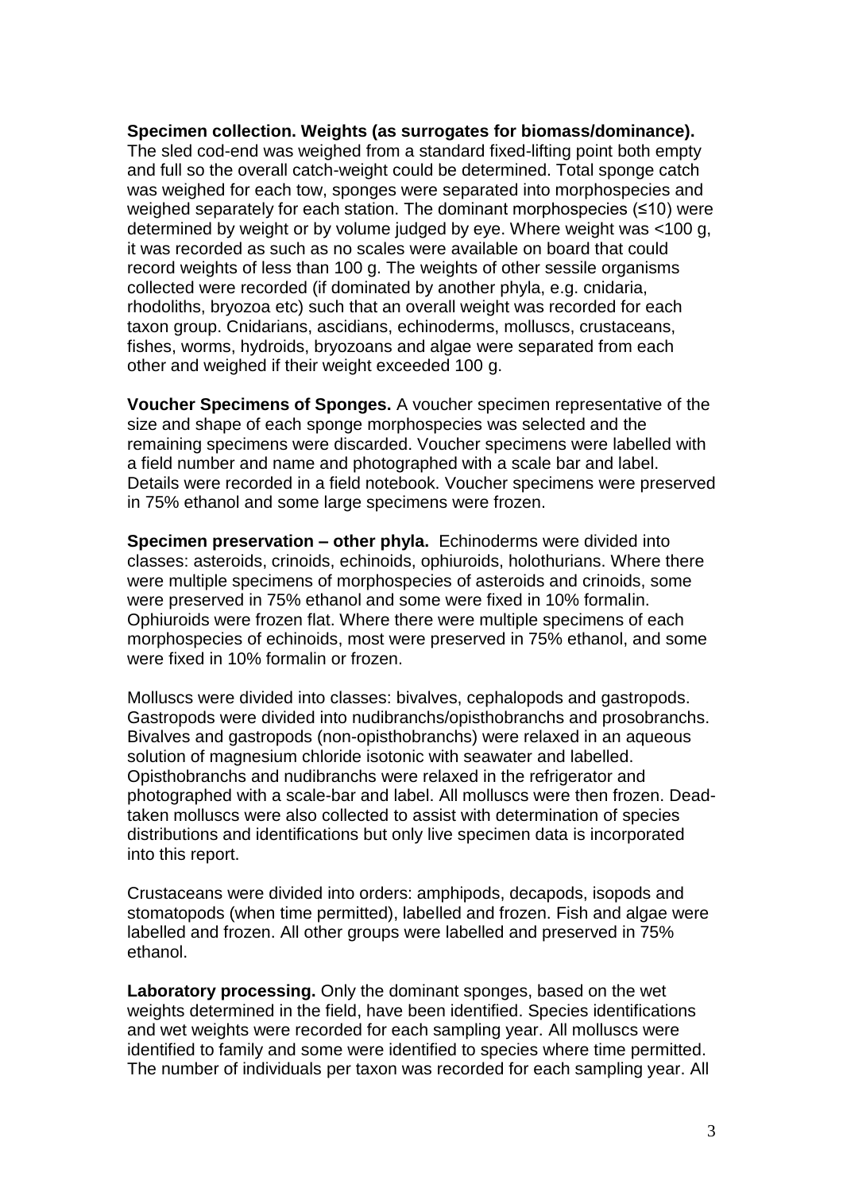**Specimen collection. Weights (as surrogates for biomass/dominance).** The sled cod-end was weighed from a standard fixed-lifting point both empty and full so the overall catch-weight could be determined. Total sponge catch was weighed for each tow, sponges were separated into morphospecies and weighed separately for each station. The dominant morphospecies (≤10) were determined by weight or by volume judged by eye. Where weight was <100 g, it was recorded as such as no scales were available on board that could record weights of less than 100 g. The weights of other sessile organisms collected were recorded (if dominated by another phyla, e.g. cnidaria, rhodoliths, bryozoa etc) such that an overall weight was recorded for each taxon group. Cnidarians, ascidians, echinoderms, molluscs, crustaceans, fishes, worms, hydroids, bryozoans and algae were separated from each other and weighed if their weight exceeded 100 g.

**Voucher Specimens of Sponges.** A voucher specimen representative of the size and shape of each sponge morphospecies was selected and the remaining specimens were discarded. Voucher specimens were labelled with a field number and name and photographed with a scale bar and label. Details were recorded in a field notebook. Voucher specimens were preserved in 75% ethanol and some large specimens were frozen.

**Specimen preservation – other phyla.** Echinoderms were divided into classes: asteroids, crinoids, echinoids, ophiuroids, holothurians. Where there were multiple specimens of morphospecies of asteroids and crinoids, some were preserved in 75% ethanol and some were fixed in 10% formalin. Ophiuroids were frozen flat. Where there were multiple specimens of each morphospecies of echinoids, most were preserved in 75% ethanol, and some were fixed in 10% formalin or frozen.

Molluscs were divided into classes: bivalves, cephalopods and gastropods. Gastropods were divided into nudibranchs/opisthobranchs and prosobranchs. Bivalves and gastropods (non-opisthobranchs) were relaxed in an aqueous solution of magnesium chloride isotonic with seawater and labelled. Opisthobranchs and nudibranchs were relaxed in the refrigerator and photographed with a scale-bar and label. All molluscs were then frozen. Dead-taken molluscs were also collected to assist with determination of species distributions and identifications but only live specimen data is incorporated into this report.

Crustaceans were divided into orders: amphipods, decapods, isopods and stomatopods (when time permitted), labelled and frozen. Fish and algae were labelled and frozen. All other groups were labelled and preserved in 75% ethanol.

**Laboratory processing.** Only the dominant sponges, based on the wet weights determined in the field, have been identified. Species identifications and wet weights were recorded for each sampling year. All molluscs were identified to family and some were identified to species where time permitted. The number of individuals per taxon was recorded for each sampling year. All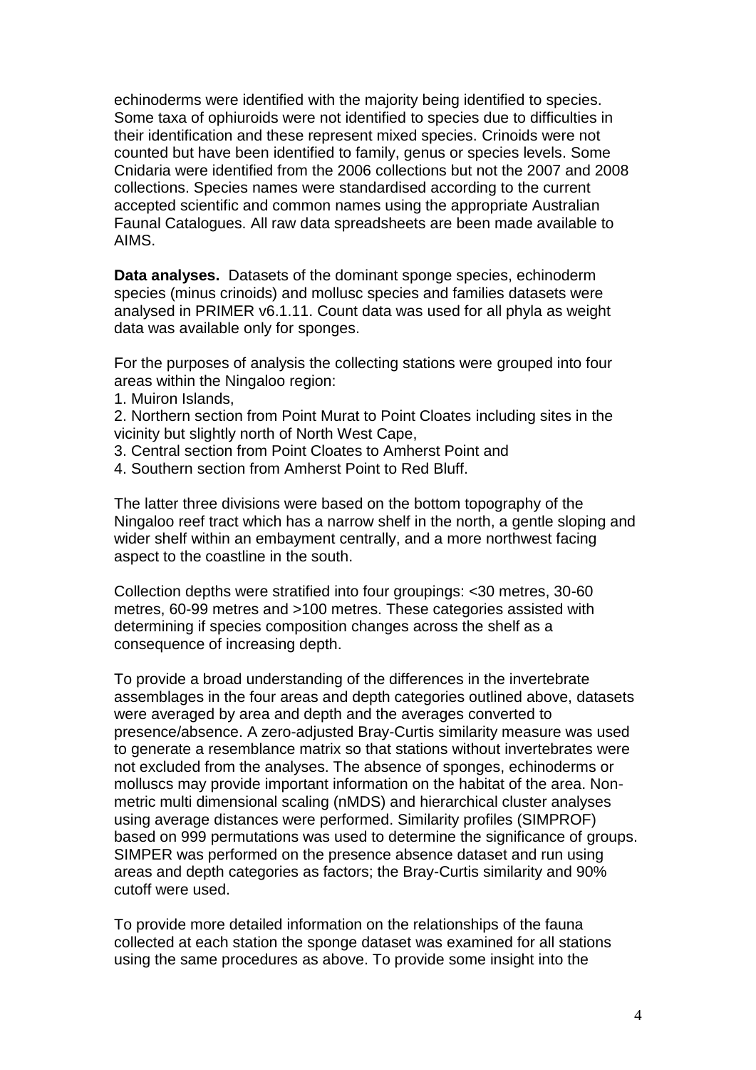echinoderms were identified with the majority being identified to species. Some taxa of ophiuroids were not identified to species due to difficulties in their identification and these represent mixed species. Crinoids were not counted but have been identified to family, genus or species levels. Some Cnidaria were identified from the 2006 collections but not the 2007 and 2008 collections. Species names were standardised according to the current accepted scientific and common names using the appropriate Australian Faunal Catalogues. All raw data spreadsheets are been made available to AIMS.

**Data analyses.** Datasets of the dominant sponge species, echinoderm species (minus crinoids) and mollusc species and families datasets were analysed in PRIMER v6.1.11. Count data was used for all phyla as weight data was available only for sponges.

For the purposes of analysis the collecting stations were grouped into four areas within the Ningaloo region:

1. Muiron Islands,
2. Northern section from Point Murat to Point Cloates including sites in the vicinity but slightly north of North West Cape,
3. Central section from Point Cloates to Amherst Point and
4. Southern section from Amherst Point to Red Bluff.

The latter three divisions were based on the bottom topography of the Ningaloo reef tract which has a narrow shelf in the north, a gentle sloping and wider shelf within an embayment centrally, and a more northwest facing aspect to the coastline in the south.

Collection depths were stratified into four groupings: <30 metres, 30-60 metres, 60-99 metres and >100 metres. These categories assisted with determining if species composition changes across the shelf as a consequence of increasing depth.

To provide a broad understanding of the differences in the invertebrate assemblages in the four areas and depth categories outlined above, datasets were averaged by area and depth and the averages converted to presence/absence. A zero-adjusted Bray-Curtis similarity measure was used to generate a resemblance matrix so that stations without invertebrates were not excluded from the analyses. The absence of sponges, echinoderms or molluscs may provide important information on the habitat of the area. Non-metric multi dimensional scaling (nMDS) and hierarchical cluster analyses using average distances were performed. Similarity profiles (SIMPROF) based on 999 permutations was used to determine the significance of groups. SIMPER was performed on the presence absence dataset and run using areas and depth categories as factors; the Bray-Curtis similarity and 90% cutoff were used.

To provide more detailed information on the relationships of the fauna collected at each station the sponge dataset was examined for all stations using the same procedures as above. To provide some insight into the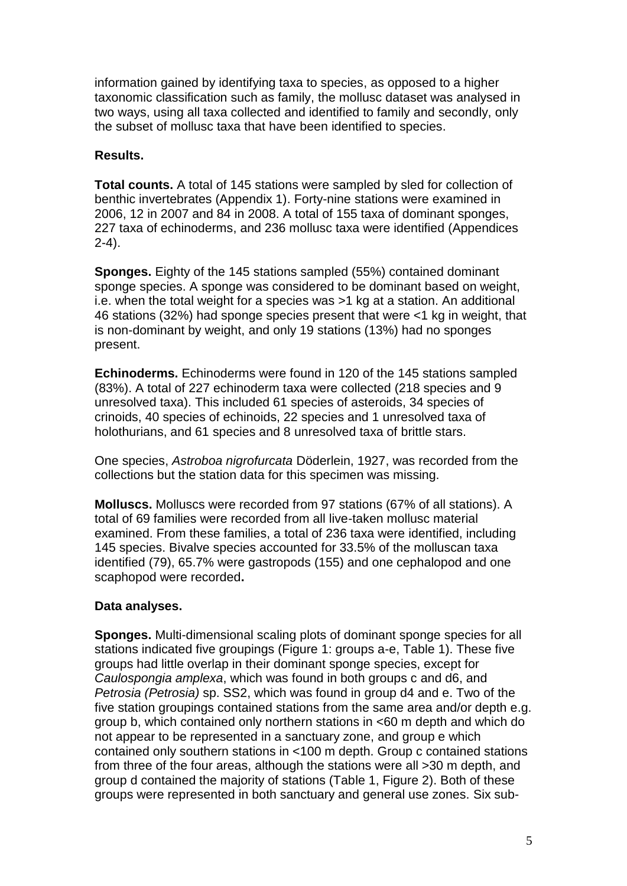information gained by identifying taxa to species, as opposed to a higher taxonomic classification such as family, the mollusc dataset was analysed in two ways, using all taxa collected and identified to family and secondly, only the subset of mollusc taxa that have been identified to species.

**Results.**

**Total counts.** A total of 145 stations were sampled by sled for collection of benthic invertebrates (Appendix 1). Forty-nine stations were examined in 2006, 12 in 2007 and 84 in 2008. A total of 155 taxa of dominant sponges, 227 taxa of echinoderms, and 236 mollusc taxa were identified (Appendices 2-4).

**Sponges.** Eighty of the 145 stations sampled (55%) contained dominant sponge species. A sponge was considered to be dominant based on weight, i.e. when the total weight for a species was >1 kg at a station. An additional 46 stations (32%) had sponge species present that were <1 kg in weight, that is non-dominant by weight, and only 19 stations (13%) had no sponges present.

**Echinoderms.** Echinoderms were found in 120 of the 145 stations sampled (83%). A total of 227 echinoderm taxa were collected (218 species and 9 unresolved taxa). This included 61 species of asteroids, 34 species of crinoids, 40 species of echinoids, 22 species and 1 unresolved taxa of holothurians, and 61 species and 8 unresolved taxa of brittle stars.

One species, *Astroboa nigrofurcata* Döderlein, 1927, was recorded from the collections but the station data for this specimen was missing.

**Molluscs.** Molluscs were recorded from 97 stations (67% of all stations). A total of 69 families were recorded from all live-taken mollusc material examined. From these families, a total of 236 taxa were identified, including 145 species. Bivalve species accounted for 33.5% of the molluscan taxa identified (79), 65.7% were gastropods (155) and one cephalopod and one scaphopod were recorded**.**

**Data analyses.**

**Sponges.** Multi-dimensional scaling plots of dominant sponge species for all stations indicated five groupings (Figure 1: groups a-e, Table 1). These five groups had little overlap in their dominant sponge species, except for *Caulospongia amplexa*, which was found in both groups c and d6, and *Petrosia (Petrosia)* sp. SS2, which was found in group d4 and e. Two of the five station groupings contained stations from the same area and/or depth e.g. group b, which contained only northern stations in <60 m depth and which do not appear to be represented in a sanctuary zone, and group e which contained only southern stations in <100 m depth. Group c contained stations from three of the four areas, although the stations were all >30 m depth, and group d contained the majority of stations (Table 1, Figure 2). Both of these groups were represented in both sanctuary and general use zones. Six sub-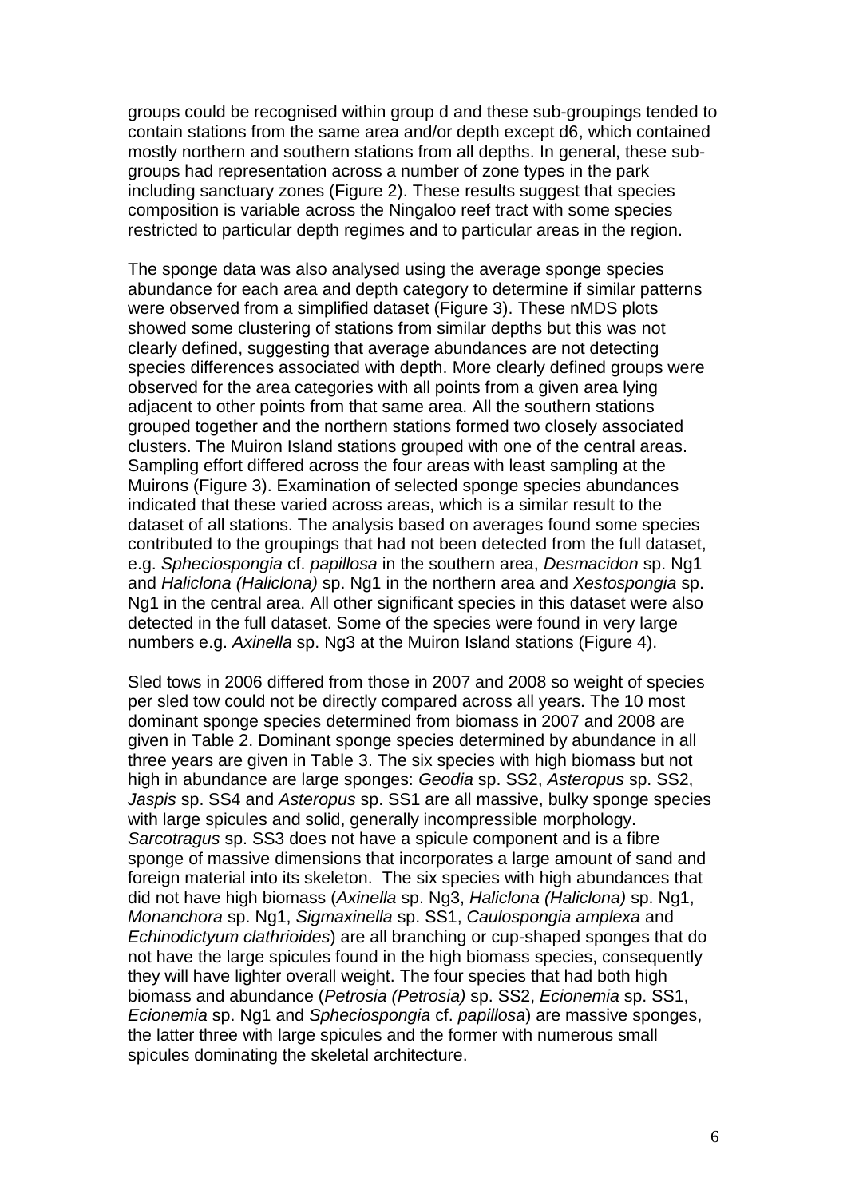groups could be recognised within group d and these sub-groupings tended to contain stations from the same area and/or depth except d6, which contained mostly northern and southern stations from all depths. In general, these sub-groups had representation across a number of zone types in the park including sanctuary zones (Figure 2). These results suggest that species composition is variable across the Ningaloo reef tract with some species restricted to particular depth regimes and to particular areas in the region.

The sponge data was also analysed using the average sponge species abundance for each area and depth category to determine if similar patterns were observed from a simplified dataset (Figure 3). These nMDS plots showed some clustering of stations from similar depths but this was not clearly defined, suggesting that average abundances are not detecting species differences associated with depth. More clearly defined groups were observed for the area categories with all points from a given area lying adjacent to other points from that same area. All the southern stations grouped together and the northern stations formed two closely associated clusters. The Muiron Island stations grouped with one of the central areas. Sampling effort differed across the four areas with least sampling at the Muirons (Figure 3). Examination of selected sponge species abundances indicated that these varied across areas, which is a similar result to the dataset of all stations. The analysis based on averages found some species contributed to the groupings that had not been detected from the full dataset, e.g. *Spheciospongia* cf. *papillosa* in the southern area, *Desmacidon* sp. Ng1 and *Haliclona (Haliclona)* sp. Ng1 in the northern area and *Xestospongia* sp. Ng1 in the central area. All other significant species in this dataset were also detected in the full dataset. Some of the species were found in very large numbers e.g. *Axinella* sp. Ng3 at the Muiron Island stations (Figure 4).

Sled tows in 2006 differed from those in 2007 and 2008 so weight of species per sled tow could not be directly compared across all years. The 10 most dominant sponge species determined from biomass in 2007 and 2008 are given in Table 2. Dominant sponge species determined by abundance in all three years are given in Table 3. The six species with high biomass but not high in abundance are large sponges: *Geodia* sp. SS2, *Asteropus* sp. SS2, *Jaspis* sp. SS4 and *Asteropus* sp. SS1 are all massive, bulky sponge species with large spicules and solid, generally incompressible morphology. *Sarcotragus* sp. SS3 does not have a spicule component and is a fibre sponge of massive dimensions that incorporates a large amount of sand and foreign material into its skeleton. The six species with high abundances that did not have high biomass (*Axinella* sp. Ng3, *Haliclona (Haliclona)* sp. Ng1, *Monanchora* sp. Ng1, *Sigmaxinella* sp. SS1, *Caulospongia amplexa* and *Echinodictyum clathrioides*) are all branching or cup-shaped sponges that do not have the large spicules found in the high biomass species, consequently they will have lighter overall weight. The four species that had both high biomass and abundance (*Petrosia (Petrosia)* sp. SS2, *Ecionemia* sp. SS1, *Ecionemia* sp. Ng1 and *Spheciospongia* cf. *papillosa*) are massive sponges, the latter three with large spicules and the former with numerous small spicules dominating the skeletal architecture.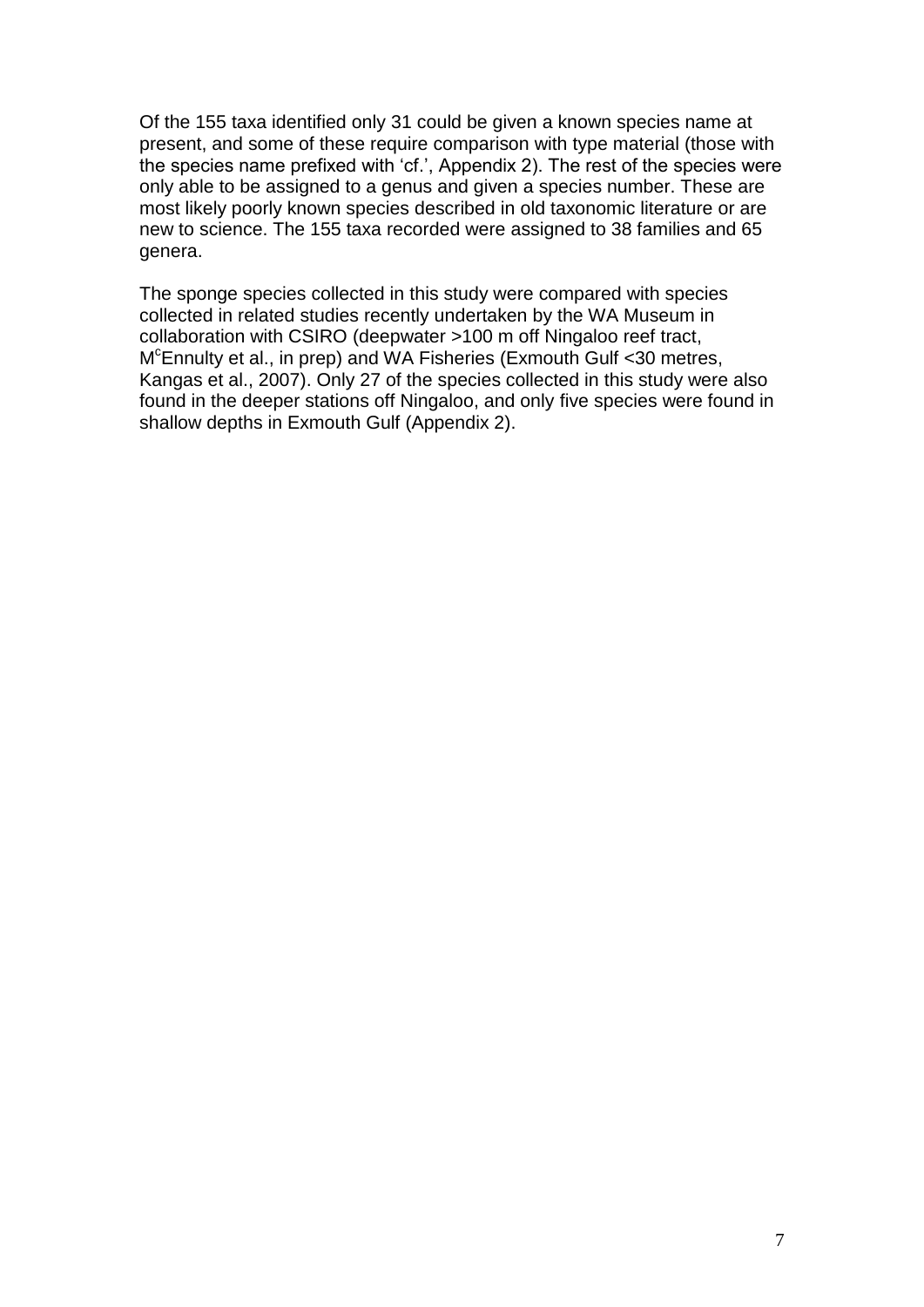Of the 155 taxa identified only 31 could be given a known species name at present, and some of these require comparison with type material (those with the species name prefixed with ‘cf.’, Appendix 2). The rest of the species were only able to be assigned to a genus and given a species number. These are most likely poorly known species described in old taxonomic literature or are new to science. The 155 taxa recorded were assigned to 38 families and 65 genera.

The sponge species collected in this study were compared with species collected in related studies recently undertaken by the WA Museum in collaboration with CSIRO (deepwater >100 m off Ningaloo reef tract, McEnnulty et al., in prep) and WA Fisheries (Exmouth Gulf <30 metres, Kangas et al., 2007). Only 27 of the species collected in this study were also found in the deeper stations off Ningaloo, and only five species were found in shallow depths in Exmouth Gulf (Appendix 2).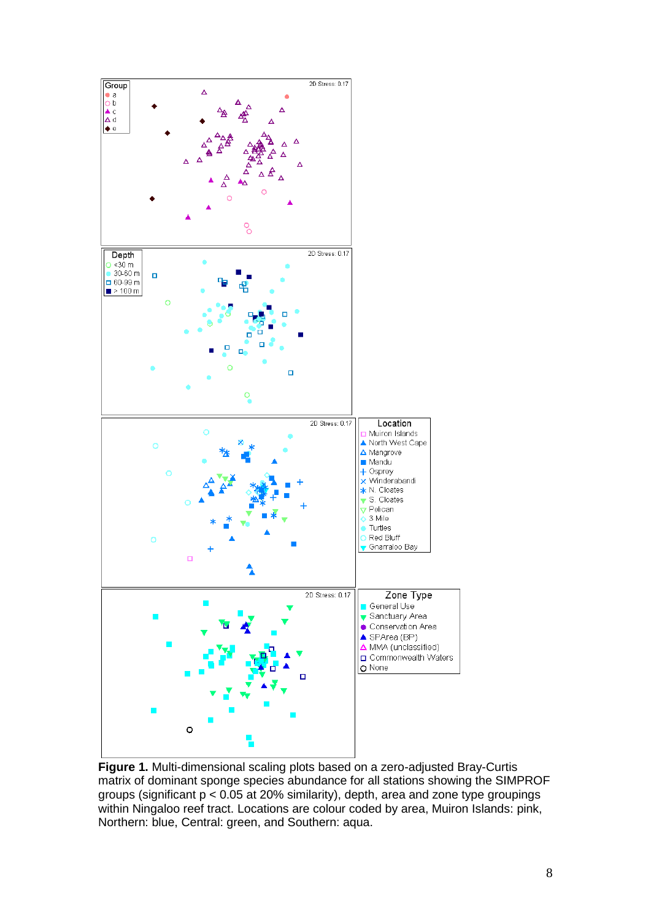**Figure 1.** Multi-dimensional scaling plots based on a zero-adjusted Bray-Curtis matrix of dominant sponge species abundance for all stations showing the SIMPROF groups (significant $p < 0.05$ at 20% similarity), depth, area and zone type groupings within Ningaloo reef tract. Locations are colour coded by area, Muiron Islands: pink, Northern: blue, Central: green, and Southern: aqua.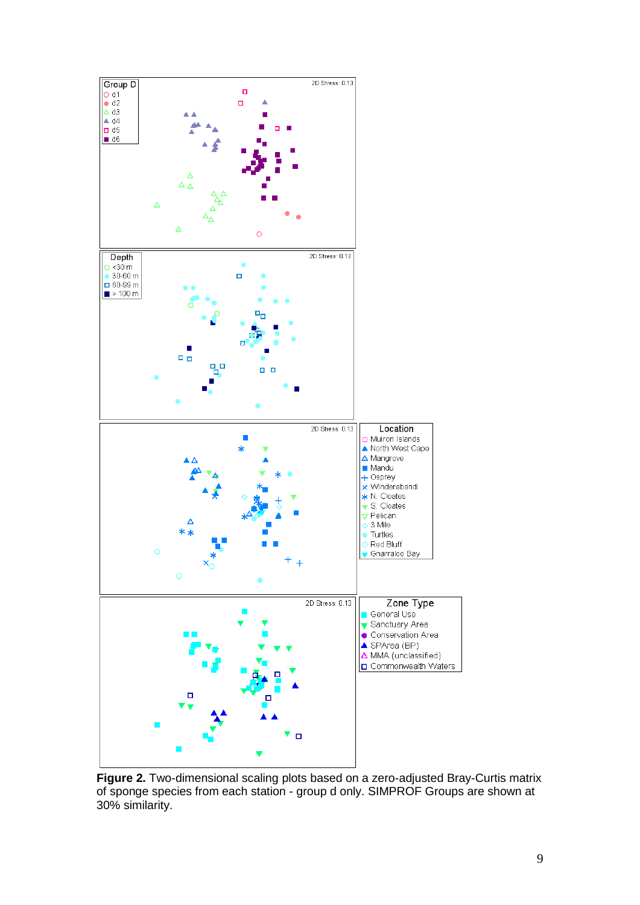**Figure 2.** Two-dimensional scaling plots based on a zero-adjusted Bray-Curtis matrix of sponge species from each station - group d only. SIMPROF Groups are shown at 30% similarity.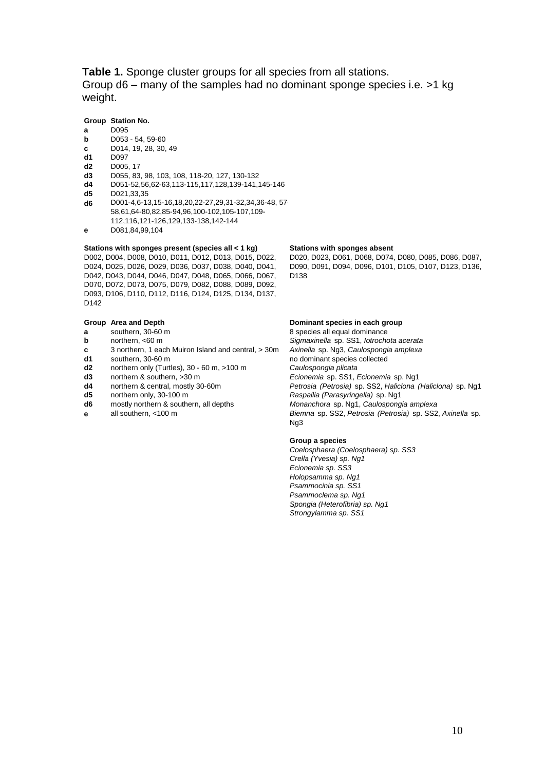**Table 1.** Sponge cluster groups for all species from all stations.
Group d6 – many of the samples had no dominant sponge species i.e. >1 kg weight.

| Group | Station No. |
|---|---|
| **a** | D095 |
| **b** | D053 - 54, 59-60 |
| **c** | D014, 19, 28, 30, 49 |
| **d1** | D097 |
| **d2** | D005, 17 |
| **d3** | D055, 83, 98, 103, 108, 118-20, 127, 130-132 |
| **d4** | D051-52,56,62-63,113-115,117,128,139-141,145-146 |
| **d5** | D021,33,35 |
| **d6** | D001-4,6-13,15-16,18,20,22-27,29,31-32,34,36-48, 57-58,61,64-80,82,85-94,96,100-102,105-107,109-112,116,121-126,129,133-138,142-144 |
| **e** | D081,84,99,104 |

**Stations with sponges present (species all < 1 kg)**
D002, D004, D008, D010, D011, D012, D013, D015, D022, D024, D025, D026, D029, D036, D037, D038, D040, D041, D042, D043, D044, D046, D047, D048, D065, D066, D067, D070, D072, D073, D075, D079, D082, D088, D089, D092, D093, D106, D110, D112, D116, D124, D125, D134, D137, D142

**Stations with sponges absent**
D020, D023, D061, D068, D074, D080, D085, D086, D087, D090, D091, D094, D096, D101, D105, D107, D123, D136, D138

| Group | Area and Depth | Dominant species in each group |
|---|---|---|
| **a** | southern, 30-60 m | 8 species all equal dominance |
| **b** | northern, <60 m | *Sigmaxinella* sp. SS1, *Iotrochota acerata* |
| **c** | 3 northern, 1 each Muiron Island and central, > 30m | *Axinella* sp. Ng3, *Caulospongia amplexa* |
| **d1** | southern, 30-60 m | no dominant species collected |
| **d2** | northern only (Turtles), 30 - 60 m, >100 m | *Caulospongia plicata* |
| **d3** | northern & southern, >30 m | *Ecionemia* sp. SS1, *Ecionemia* sp. Ng1 |
| **d4** | northern & central, mostly 30-60m | *Petrosia (Petrosia)* sp. SS2, *Haliclona (Haliclona)* sp. Ng1 |
| **d5** | northern only, 30-100 m | *Raspailia (Parasyringella)* sp. Ng1 |
| **d6** | mostly northern & southern, all depths | *Monanchora* sp. Ng1, *Caulospongia amplexa* |
| **e** | all southern, <100 m | *Biemna* sp. SS2, *Petrosia (Petrosia)* sp. SS2, *Axinella* sp. Ng3 |

**Group a species**

*Coelosphaera (Coelosphaera) sp. SS3*
*Crella (Yvesia) sp. Ng1*
*Ecionemia sp. SS3*
*Holopsamma sp. Ng1*
*Psammocinia sp. SS1*
*Psammoclema sp. Ng1*
*Spongia (Heterofibria) sp. Ng1*
*Strongylamma sp. SS1*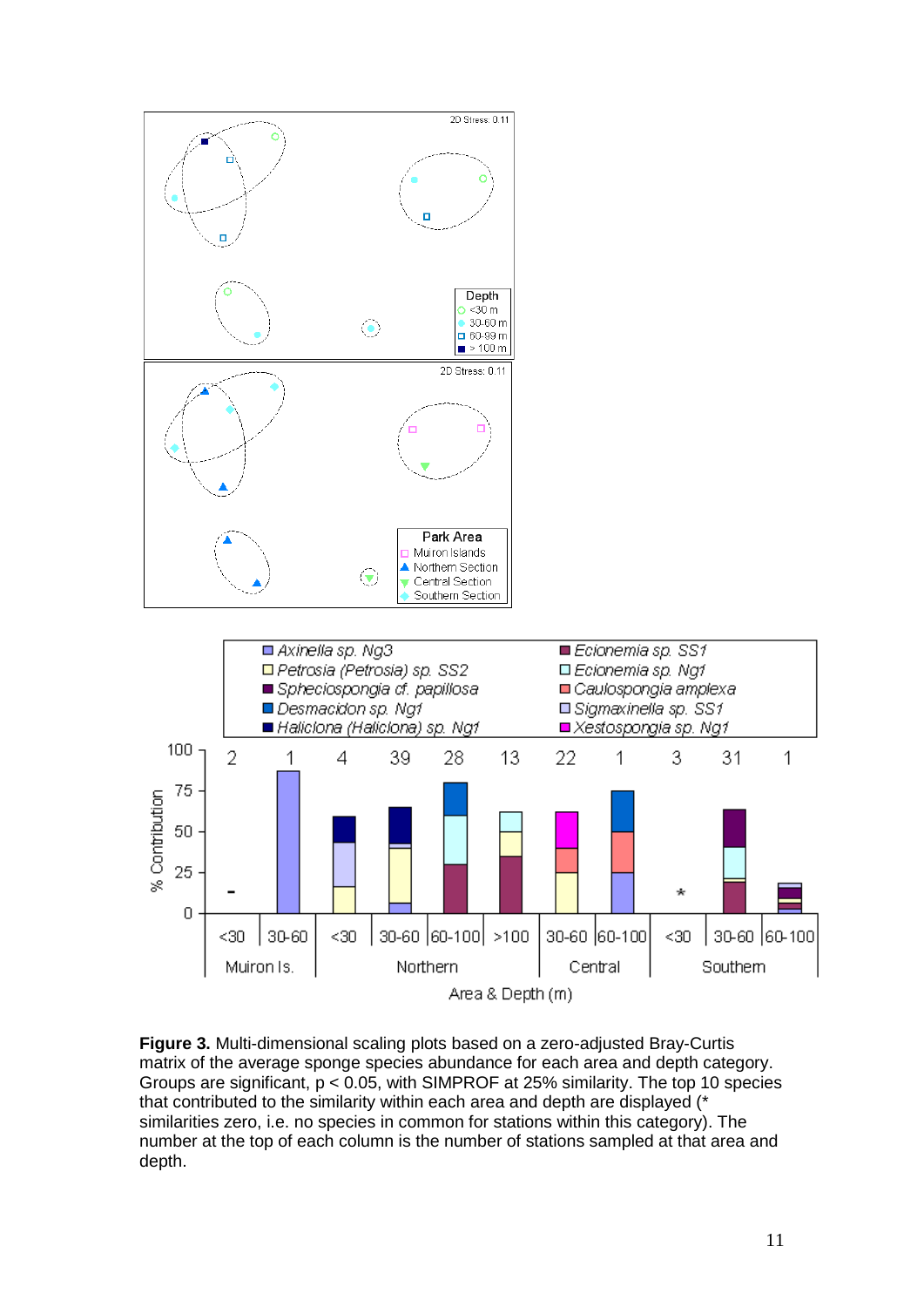**Figure 3.** Multi-dimensional scaling plots based on a zero-adjusted Bray-Curtis matrix of the average sponge species abundance for each area and depth category. Groups are significant, p < 0.05, with SIMPROF at 25% similarity. The top 10 species that contributed to the similarity within each area and depth are displayed (* similarities zero, i.e. no species in common for stations within this category). The number at the top of each column is the number of stations sampled at that area and depth.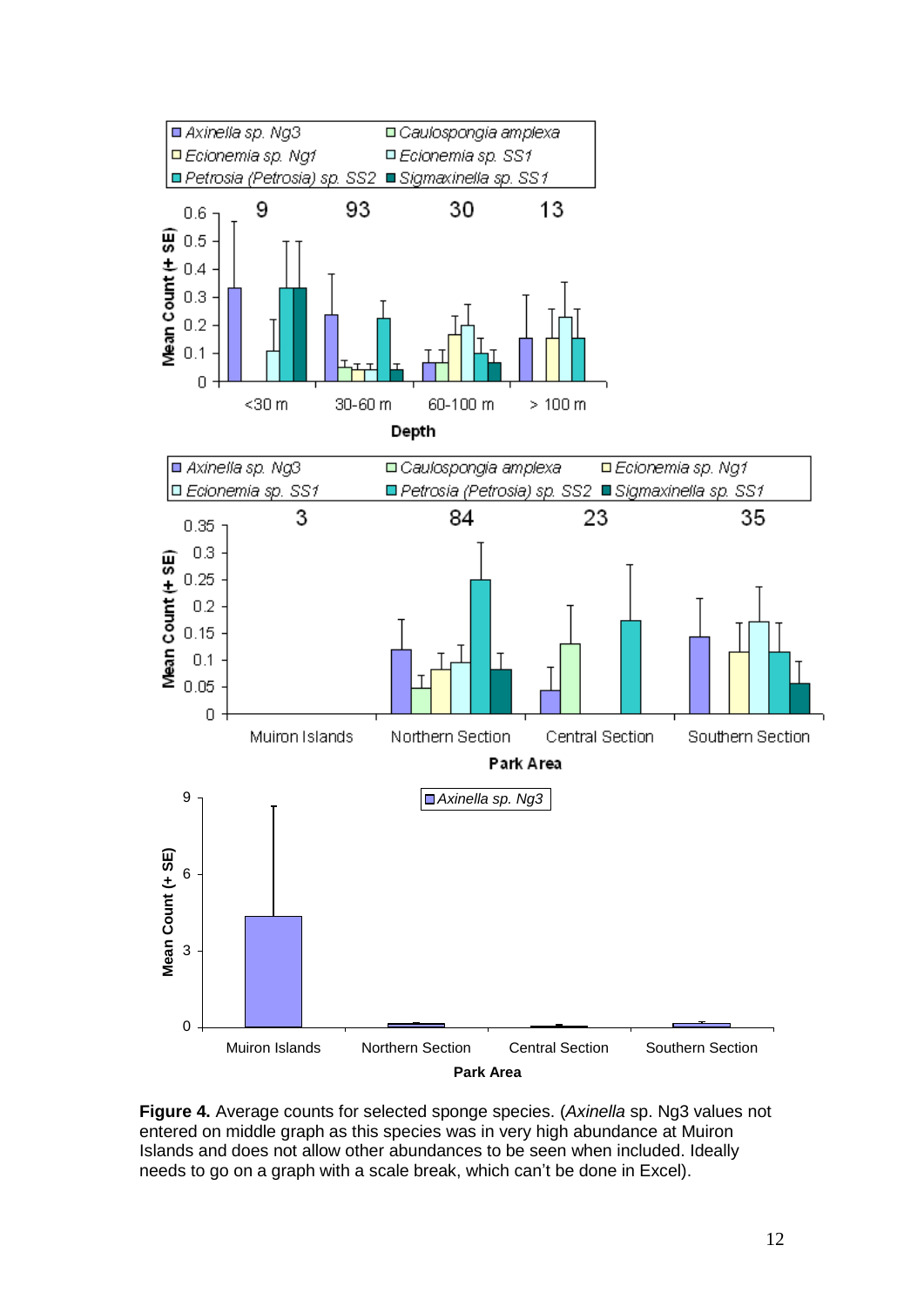**Figure 4.** Average counts for selected sponge species. (*Axinella* sp. Ng3 values not entered on middle graph as this species was in very high abundance at Muiron Islands and does not allow other abundances to be seen when included. Ideally needs to go on a graph with a scale break, which can't be done in Excel).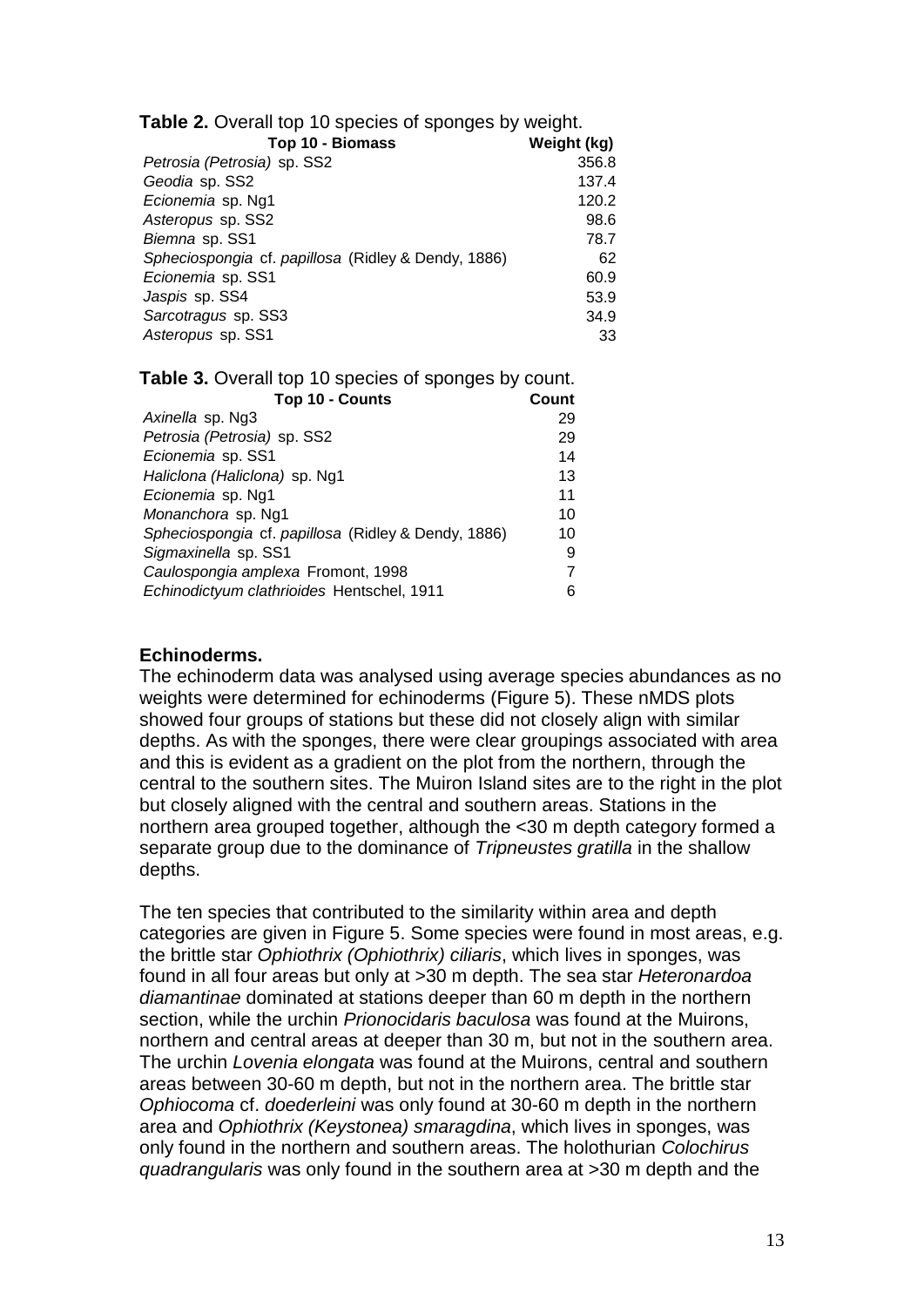**Table 2.** Overall top 10 species of sponges by weight.

| Top 10 - Biomass | Weight (kg) |
|---|---|
| *Petrosia (Petrosia)* sp. SS2 | 356.8 |
| *Geodia* sp. SS2 | 137.4 |
| *Ecionemia* sp. Ng1 | 120.2 |
| *Asteropus* sp. SS2 | 98.6 |
| *Biemna* sp. SS1 | 78.7 |
| *Spheciospongia* cf. *papillosa* (Ridley & Dendy, 1886) | 62 |
| *Ecionemia* sp. SS1 | 60.9 |
| *Jaspis* sp. SS4 | 53.9 |
| *Sarcotragus* sp. SS3 | 34.9 |
| *Asteropus* sp. SS1 | 33 |

**Table 3.** Overall top 10 species of sponges by count.

| Top 10 - Counts | Count |
|---|---|
| *Axinella* sp. Ng3 | 29 |
| *Petrosia (Petrosia)* sp. SS2 | 29 |
| *Ecionemia* sp. SS1 | 14 |
| *Haliclona (Haliclona)* sp. Ng1 | 13 |
| *Ecionemia* sp. Ng1 | 11 |
| *Monanchora* sp. Ng1 | 10 |
| *Spheciospongia* cf. *papillosa* (Ridley & Dendy, 1886) | 10 |
| *Sigmaxinella* sp. SS1 | 9 |
| *Caulospongia amplexa* Fromont, 1998 | 7 |
| *Echinodictyum clathrioides* Hentschel, 1911 | 6 |

**Echinoderms.**

The echinoderm data was analysed using average species abundances as no weights were determined for echinoderms (Figure 5). These nMDS plots showed four groups of stations but these did not closely align with similar depths. As with the sponges, there were clear groupings associated with area and this is evident as a gradient on the plot from the northern, through the central to the southern sites. The Muiron Island sites are to the right in the plot but closely aligned with the central and southern areas. Stations in the northern area grouped together, although the <30 m depth category formed a separate group due to the dominance of *Tripneustes gratilla* in the shallow depths.

The ten species that contributed to the similarity within area and depth categories are given in Figure 5. Some species were found in most areas, e.g. the brittle star *Ophiothrix (Ophiothrix) ciliaris*, which lives in sponges, was found in all four areas but only at >30 m depth. The sea star *Heteronardoa diamantinae* dominated at stations deeper than 60 m depth in the northern section, while the urchin *Prionocidaris baculosa* was found at the Muirons, northern and central areas at deeper than 30 m, but not in the southern area. The urchin *Lovenia elongata* was found at the Muirons, central and southern areas between 30-60 m depth, but not in the northern area. The brittle star *Ophiocoma* cf. *doederleini* was only found at 30-60 m depth in the northern area and *Ophiothrix (Keystonea) smaragdina*, which lives in sponges, was only found in the northern and southern areas. The holothurian *Colochirus quadrangularis* was only found in the southern area at >30 m depth and the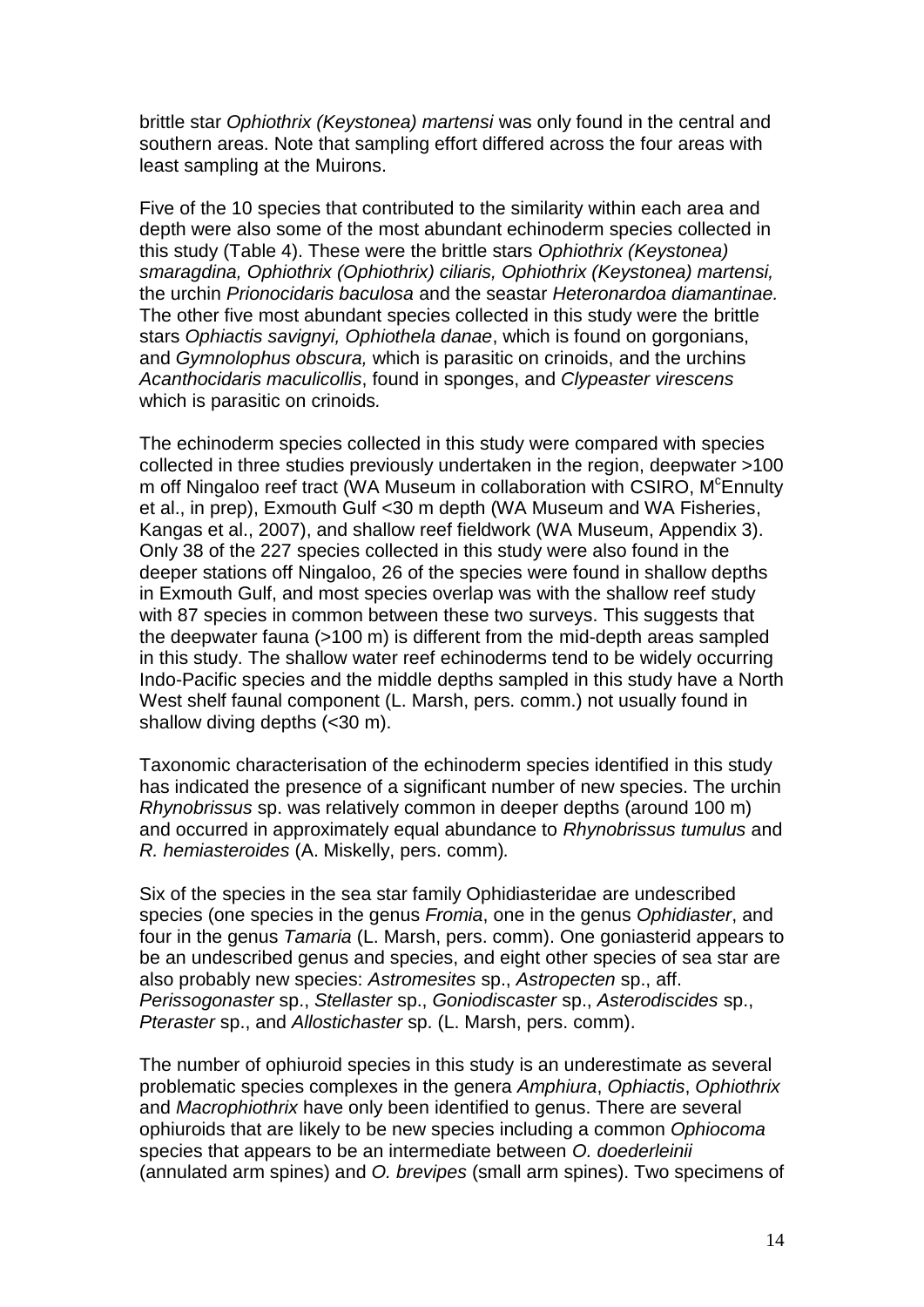brittle star *Ophiothrix (Keystonea) martensi* was only found in the central and southern areas. Note that sampling effort differed across the four areas with least sampling at the Muirons.

Five of the 10 species that contributed to the similarity within each area and depth were also some of the most abundant echinoderm species collected in this study (Table 4). These were the brittle stars *Ophiothrix (Keystonea) smaragdina, Ophiothrix (Ophiothrix) ciliaris, Ophiothrix (Keystonea) martensi,* the urchin *Prionocidaris baculosa* and the seastar *Heteronardoa diamantinae.* The other five most abundant species collected in this study were the brittle stars *Ophiactis savignyi, Ophiothela danae*, which is found on gorgonians, and *Gymnolophus obscura,* which is parasitic on crinoids, and the urchins *Acanthocidaris maculicollis*, found in sponges, and *Clypeaster virescens* which is parasitic on crinoids.

The echinoderm species collected in this study were compared with species collected in three studies previously undertaken in the region, deepwater >100 m off Ningaloo reef tract (WA Museum in collaboration with CSIRO, M[c]Ennulty et al., in prep), Exmouth Gulf <30 m depth (WA Museum and WA Fisheries, Kangas et al., 2007), and shallow reef fieldwork (WA Museum, Appendix 3). Only 38 of the 227 species collected in this study were also found in the deeper stations off Ningaloo, 26 of the species were found in shallow depths in Exmouth Gulf, and most species overlap was with the shallow reef study with 87 species in common between these two surveys. This suggests that the deepwater fauna (>100 m) is different from the mid-depth areas sampled in this study. The shallow water reef echinoderms tend to be widely occurring Indo-Pacific species and the middle depths sampled in this study have a North West shelf faunal component (L. Marsh, pers. comm.) not usually found in shallow diving depths (<30 m).

Taxonomic characterisation of the echinoderm species identified in this study has indicated the presence of a significant number of new species. The urchin *Rhynobrissus* sp. was relatively common in deeper depths (around 100 m) and occurred in approximately equal abundance to *Rhynobrissus tumulus* and *R. hemiasteroides* (A. Miskelly, pers. comm).

Six of the species in the sea star family Ophidiasteridae are undescribed species (one species in the genus *Fromia*, one in the genus *Ophidiaster*, and four in the genus *Tamaria* (L. Marsh, pers. comm). One goniasterid appears to be an undescribed genus and species, and eight other species of sea star are also probably new species: *Astromesites* sp., *Astropecten* sp., aff. *Perissogonaster* sp., *Stellaster* sp., *Goniodiscaster* sp., *Asterodiscides* sp., *Pteraster* sp., and *Allostichaster* sp. (L. Marsh, pers. comm).

The number of ophiuroid species in this study is an underestimate as several problematic species complexes in the genera *Amphiura*, *Ophiactis*, *Ophiothrix* and *Macrophiothrix* have only been identified to genus. There are several ophiuroids that are likely to be new species including a common *Ophiocoma* species that appears to be an intermediate between *O. doederleinii* (annulated arm spines) and *O. brevipes* (small arm spines). Two specimens of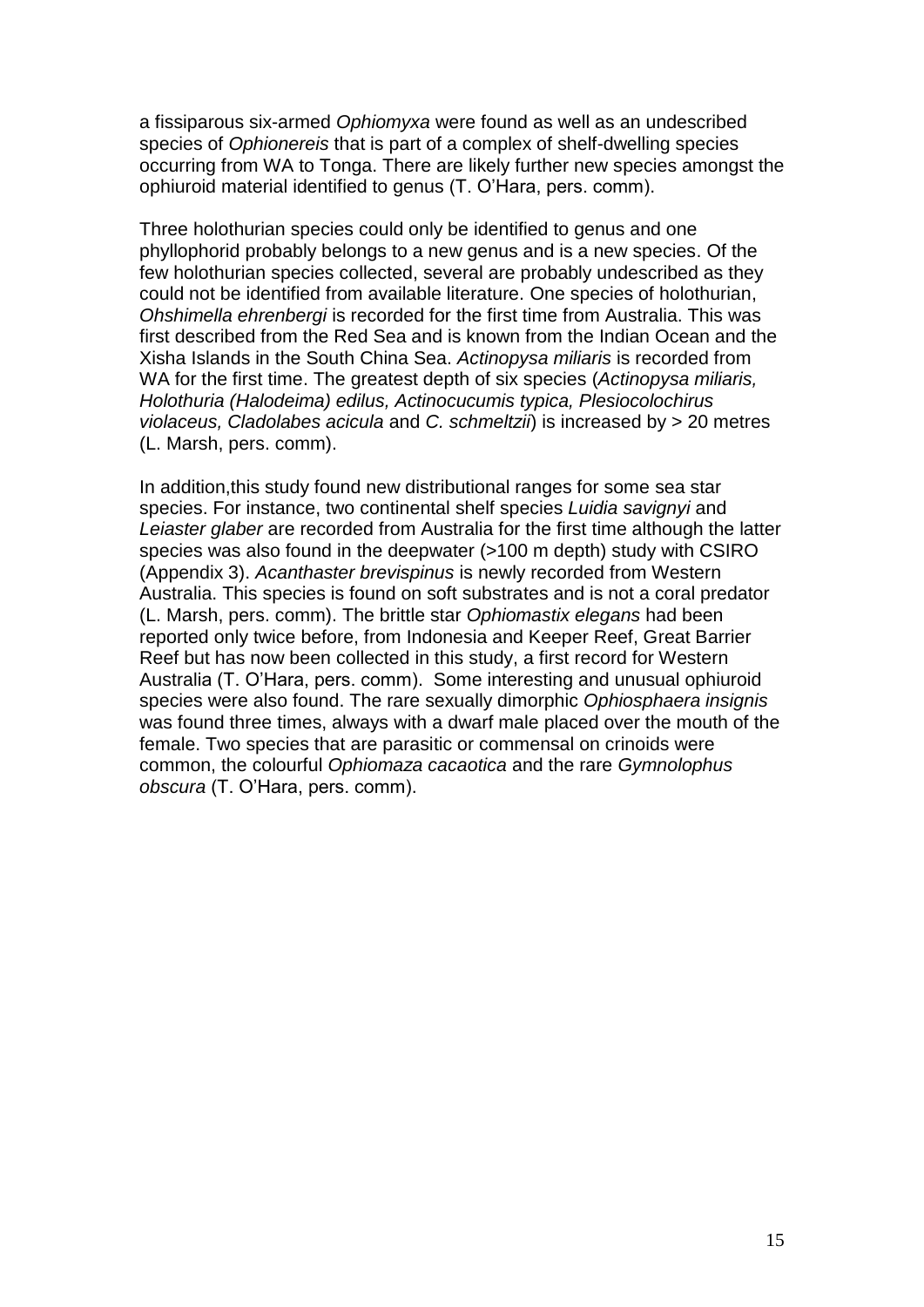a fissiparous six-armed *Ophiomyxa* were found as well as an undescribed species of *Ophionereis* that is part of a complex of shelf-dwelling species occurring from WA to Tonga. There are likely further new species amongst the ophiuroid material identified to genus (T. O'Hara, pers. comm).

Three holothurian species could only be identified to genus and one phyllophorid probably belongs to a new genus and is a new species. Of the few holothurian species collected, several are probably undescribed as they could not be identified from available literature. One species of holothurian, *Ohshimella ehrenbergi* is recorded for the first time from Australia. This was first described from the Red Sea and is known from the Indian Ocean and the Xisha Islands in the South China Sea. *Actinopysa miliaris* is recorded from WA for the first time. The greatest depth of six species (*Actinopysa miliaris, Holothuria (Halodeima) edilus, Actinocucumis typica, Plesiocolochirus violaceus, Cladolabes acicula* and *C. schmeltzii*) is increased by > 20 metres (L. Marsh, pers. comm).

In addition,this study found new distributional ranges for some sea star species. For instance, two continental shelf species *Luidia savignyi* and *Leiaster glaber* are recorded from Australia for the first time although the latter species was also found in the deepwater (>100 m depth) study with CSIRO (Appendix 3). *Acanthaster brevispinus* is newly recorded from Western Australia. This species is found on soft substrates and is not a coral predator (L. Marsh, pers. comm). The brittle star *Ophiomastix elegans* had been reported only twice before, from Indonesia and Keeper Reef, Great Barrier Reef but has now been collected in this study, a first record for Western Australia (T. O'Hara, pers. comm). Some interesting and unusual ophiuroid species were also found. The rare sexually dimorphic *Ophiosphaera insignis* was found three times, always with a dwarf male placed over the mouth of the female. Two species that are parasitic or commensal on crinoids were common, the colourful *Ophiomaza cacaotica* and the rare *Gymnolophus obscura* (T. O'Hara, pers. comm).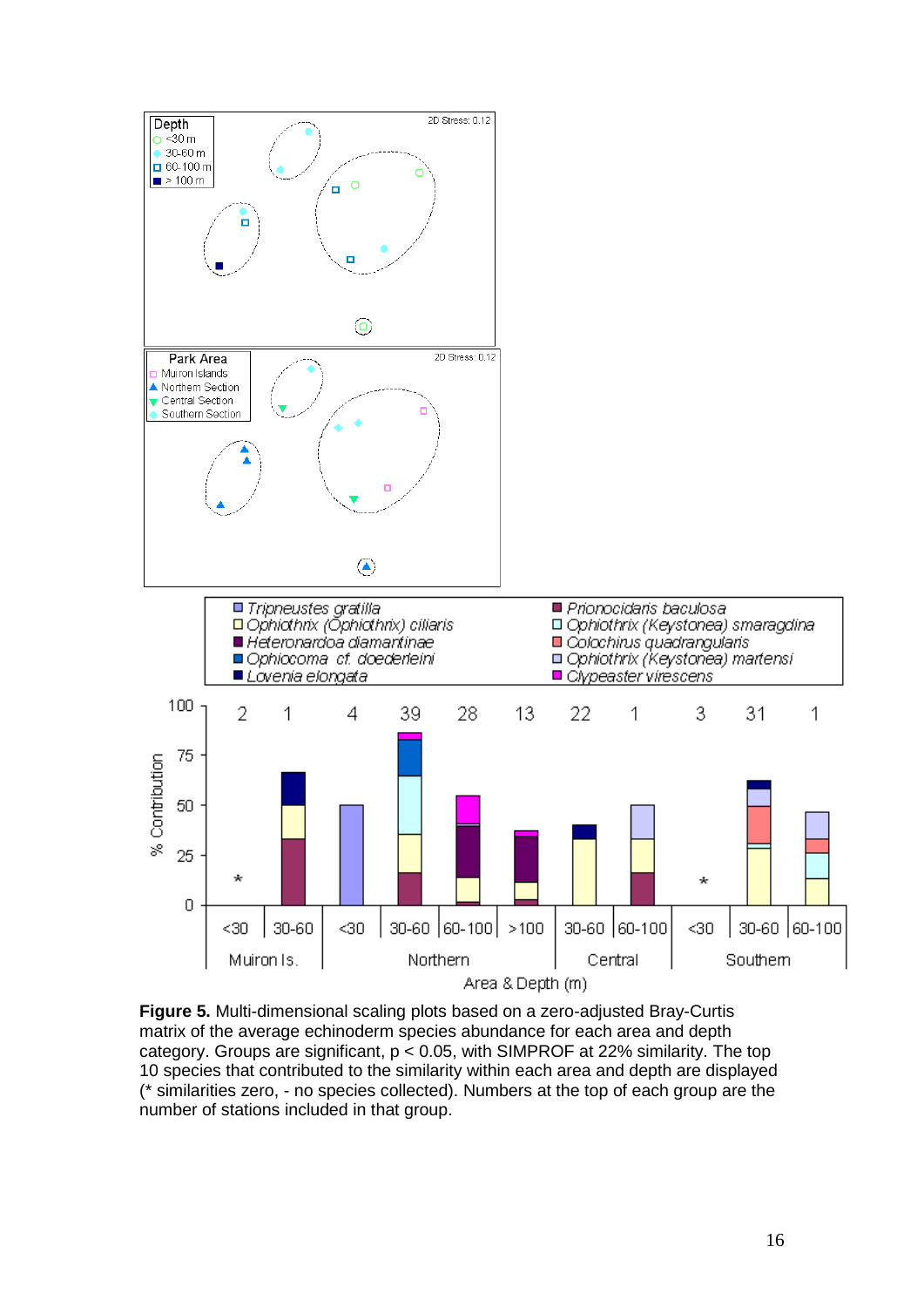**Figure 5.** Multi-dimensional scaling plots based on a zero-adjusted Bray-Curtis matrix of the average echinoderm species abundance for each area and depth category. Groups are significant, $p < 0.05$, with SIMPROF at 22% similarity. The top 10 species that contributed to the similarity within each area and depth are displayed (* similarities zero, - no species collected). Numbers at the top of each group are the number of stations included in that group.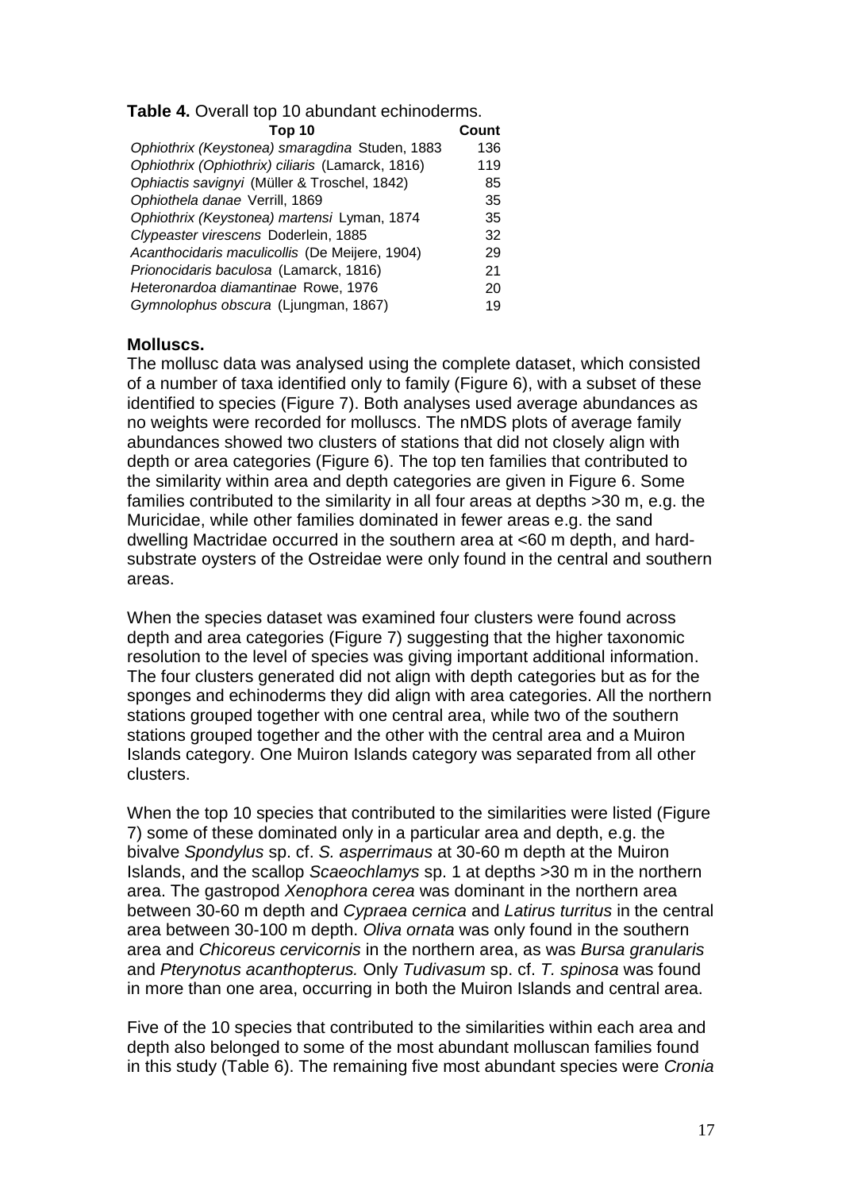**Table 4.** Overall top 10 abundant echinoderms.

| Top 10 | Count |
|---|---|
| *Ophiothrix (Keystonea) smaragdina* Studen, 1883 | 136 |
| *Ophiothrix (Ophiothrix) ciliaris* (Lamarck, 1816) | 119 |
| *Ophiactis savignyi* (Müller & Troschel, 1842) | 85 |
| *Ophiothela danae* Verrill, 1869 | 35 |
| *Ophiothrix (Keystonea) martensi* Lyman, 1874 | 35 |
| *Clypeaster virescens* Doderlein, 1885 | 32 |
| *Acanthocidaris maculicollis* (De Meijere, 1904) | 29 |
| *Prionocidaris baculosa* (Lamarck, 1816) | 21 |
| *Heteronardoa diamantinae* Rowe, 1976 | 20 |
| *Gymnolophus obscura* (Ljungman, 1867) | 19 |

**Molluscs.**

The mollusc data was analysed using the complete dataset, which consisted of a number of taxa identified only to family (Figure 6), with a subset of these identified to species (Figure 7). Both analyses used average abundances as no weights were recorded for molluscs. The nMDS plots of average family abundances showed two clusters of stations that did not closely align with depth or area categories (Figure 6). The top ten families that contributed to the similarity within area and depth categories are given in Figure 6. Some families contributed to the similarity in all four areas at depths >30 m, e.g. the Muricidae, while other families dominated in fewer areas e.g. the sand dwelling Mactridae occurred in the southern area at <60 m depth, and hard-substrate oysters of the Ostreidae were only found in the central and southern areas.

When the species dataset was examined four clusters were found across depth and area categories (Figure 7) suggesting that the higher taxonomic resolution to the level of species was giving important additional information. The four clusters generated did not align with depth categories but as for the sponges and echinoderms they did align with area categories. All the northern stations grouped together with one central area, while two of the southern stations grouped together and the other with the central area and a Muiron Islands category. One Muiron Islands category was separated from all other clusters.

When the top 10 species that contributed to the similarities were listed (Figure 7) some of these dominated only in a particular area and depth, e.g. the bivalve *Spondylus* sp. cf. *S. asperrimaus* at 30-60 m depth at the Muiron Islands, and the scallop *Scaeochlamys* sp. 1 at depths >30 m in the northern area. The gastropod *Xenophora cerea* was dominant in the northern area between 30-60 m depth and *Cypraea cernica* and *Latirus turritus* in the central area between 30-100 m depth. *Oliva ornata* was only found in the southern area and *Chicoreus cervicornis* in the northern area, as was *Bursa granularis* and *Pterynotus acanthopterus.* Only *Tudivasum* sp. cf. *T. spinosa* was found in more than one area, occurring in both the Muiron Islands and central area.

Five of the 10 species that contributed to the similarities within each area and depth also belonged to some of the most abundant molluscan families found in this study (Table 6). The remaining five most abundant species were *Cronia*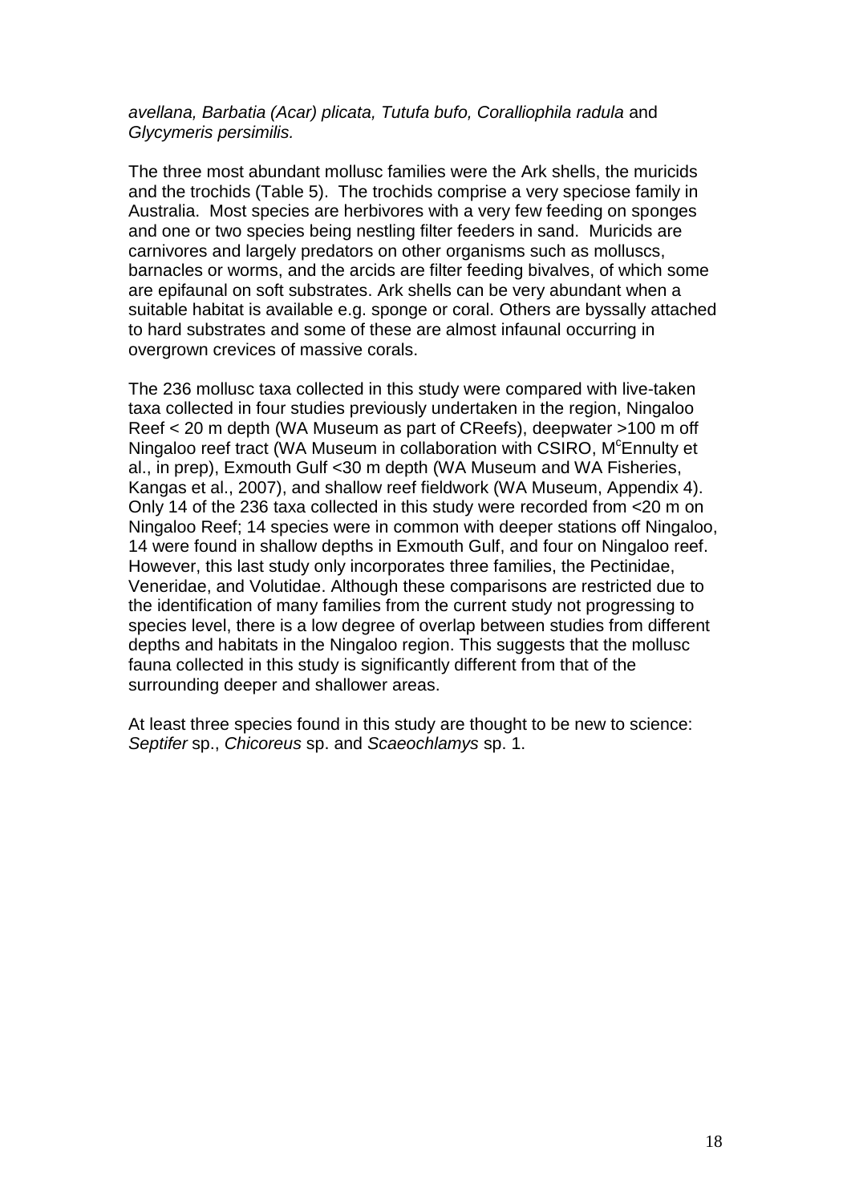*avellana, Barbatia (Acar) plicata, Tutufa bufo, Coralliophila radula* and *Glycymeris persimilis.*

The three most abundant mollusc families were the Ark shells, the muricids and the trochids (Table 5). The trochids comprise a very speciose family in Australia. Most species are herbivores with a very few feeding on sponges and one or two species being nestling filter feeders in sand. Muricids are carnivores and largely predators on other organisms such as molluscs, barnacles or worms, and the arcids are filter feeding bivalves, of which some are epifaunal on soft substrates. Ark shells can be very abundant when a suitable habitat is available e.g. sponge or coral. Others are byssally attached to hard substrates and some of these are almost infaunal occurring in overgrown crevices of massive corals.

The 236 mollusc taxa collected in this study were compared with live-taken taxa collected in four studies previously undertaken in the region, Ningaloo Reef < 20 m depth (WA Museum as part of CReefs), deepwater >100 m off Ningaloo reef tract (WA Museum in collaboration with CSIRO, M[c]Ennulty et al., in prep), Exmouth Gulf <30 m depth (WA Museum and WA Fisheries, Kangas et al., 2007), and shallow reef fieldwork (WA Museum, Appendix 4). Only 14 of the 236 taxa collected in this study were recorded from <20 m on Ningaloo Reef; 14 species were in common with deeper stations off Ningaloo, 14 were found in shallow depths in Exmouth Gulf, and four on Ningaloo reef. However, this last study only incorporates three families, the Pectinidae, Veneridae, and Volutidae. Although these comparisons are restricted due to the identification of many families from the current study not progressing to species level, there is a low degree of overlap between studies from different depths and habitats in the Ningaloo region. This suggests that the mollusc fauna collected in this study is significantly different from that of the surrounding deeper and shallower areas.

At least three species found in this study are thought to be new to science: *Septifer* sp., *Chicoreus* sp. and *Scaeochlamys* sp. 1.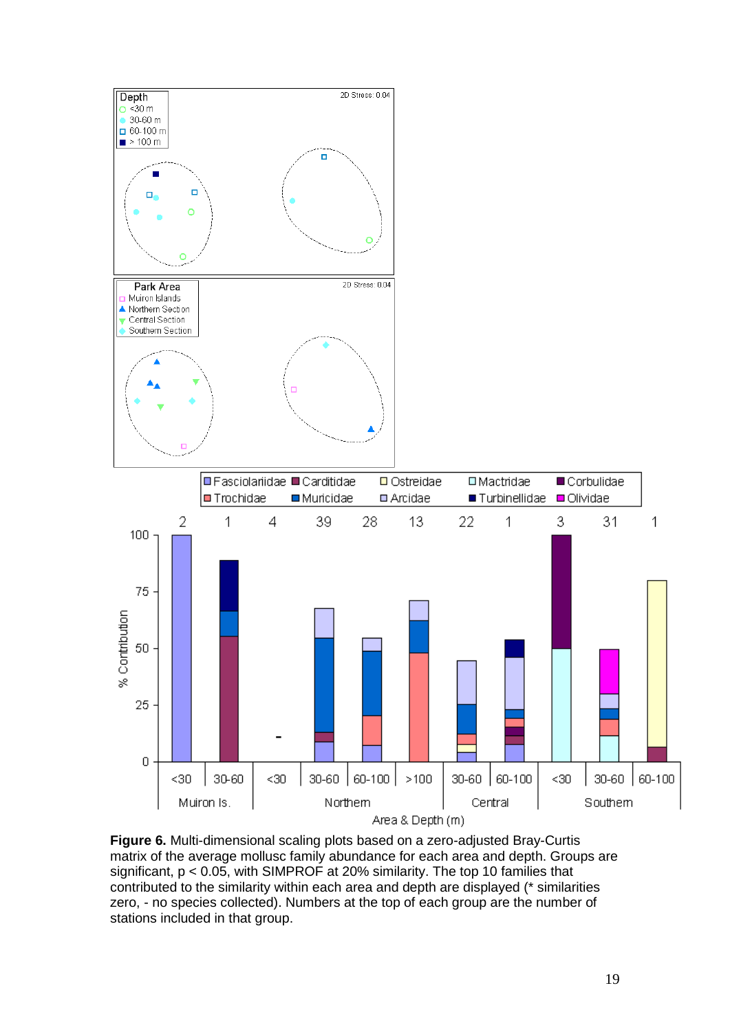**Figure 6.** Multi-dimensional scaling plots based on a zero-adjusted Bray-Curtis matrix of the average mollusc family abundance for each area and depth. Groups are significant, $p < 0.05$, with SIMPROF at 20% similarity. The top 10 families that contributed to the similarity within each area and depth are displayed (* similarities zero, - no species collected). Numbers at the top of each group are the number of stations included in that group.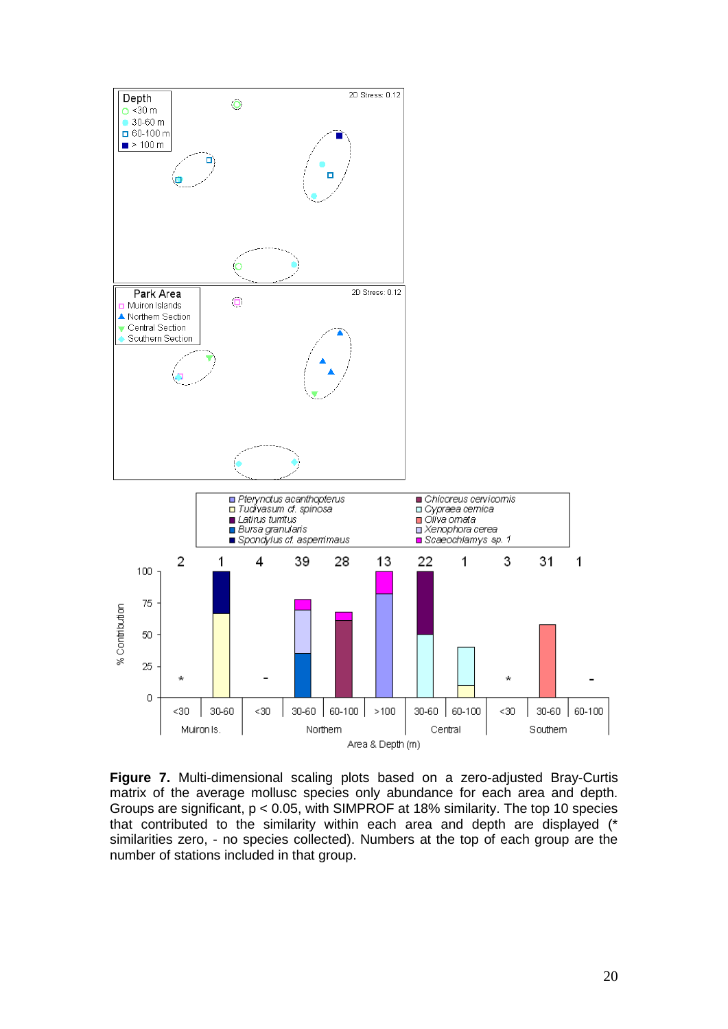**Figure 7.** Multi-dimensional scaling plots based on a zero-adjusted Bray-Curtis matrix of the average mollusc species only abundance for each area and depth. Groups are significant, $p < 0.05$, with SIMPROF at 18% similarity. The top 10 species that contributed to the similarity within each area and depth are displayed (* similarities zero, - no species collected). Numbers at the top of each group are the number of stations included in that group.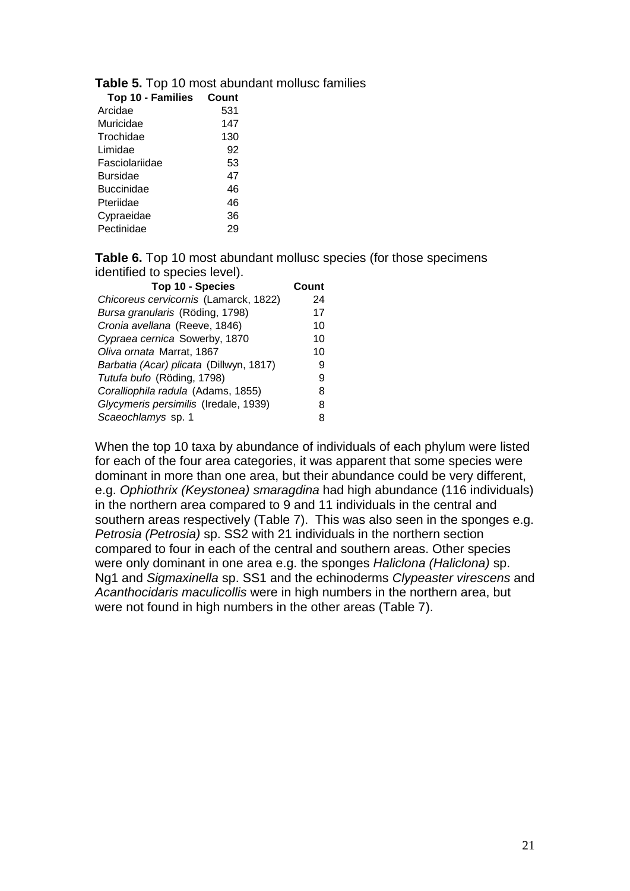**Table 5.** Top 10 most abundant mollusc families

| Top 10 - Families | Count |
|---|---|
| Arcidae | 531 |
| Muricidae | 147 |
| Trochidae | 130 |
| Limidae | 92 |
| Fasciolariidae | 53 |
| Bursidae | 47 |
| Buccinidae | 46 |
| Pteriidae | 46 |
| Cypraeidae | 36 |
| Pectinidae | 29 |

**Table 6.** Top 10 most abundant mollusc species (for those specimens identified to species level).

| Top 10 - Species | Count |
|---|---|
| *Chicoreus cervicornis* (Lamarck, 1822) | 24 |
| *Bursa granularis* (Röding, 1798) | 17 |
| *Cronia avellana* (Reeve, 1846) | 10 |
| *Cypraea cernica* Sowerby, 1870 | 10 |
| *Oliva ornata* Marrat, 1867 | 10 |
| *Barbatia (Acar) plicata* (Dillwyn, 1817) | 9 |
| *Tutufa bufo* (Röding, 1798) | 9 |
| *Coralliophila radula* (Adams, 1855) | 8 |
| *Glycymeris persimilis* (Iredale, 1939) | 8 |
| *Scaeochlamys* sp. 1 | 8 |

When the top 10 taxa by abundance of individuals of each phylum were listed for each of the four area categories, it was apparent that some species were dominant in more than one area, but their abundance could be very different, e.g. *Ophiothrix (Keystonea) smaragdina* had high abundance (116 individuals) in the northern area compared to 9 and 11 individuals in the central and southern areas respectively (Table 7). This was also seen in the sponges e.g. *Petrosia (Petrosia)* sp. SS2 with 21 individuals in the northern section compared to four in each of the central and southern areas. Other species were only dominant in one area e.g. the sponges *Haliclona (Haliclona)* sp. Ng1 and *Sigmaxinella* sp. SS1 and the echinoderms *Clypeaster virescens* and *Acanthocidaris maculicollis* were in high numbers in the northern area, but were not found in high numbers in the other areas (Table 7).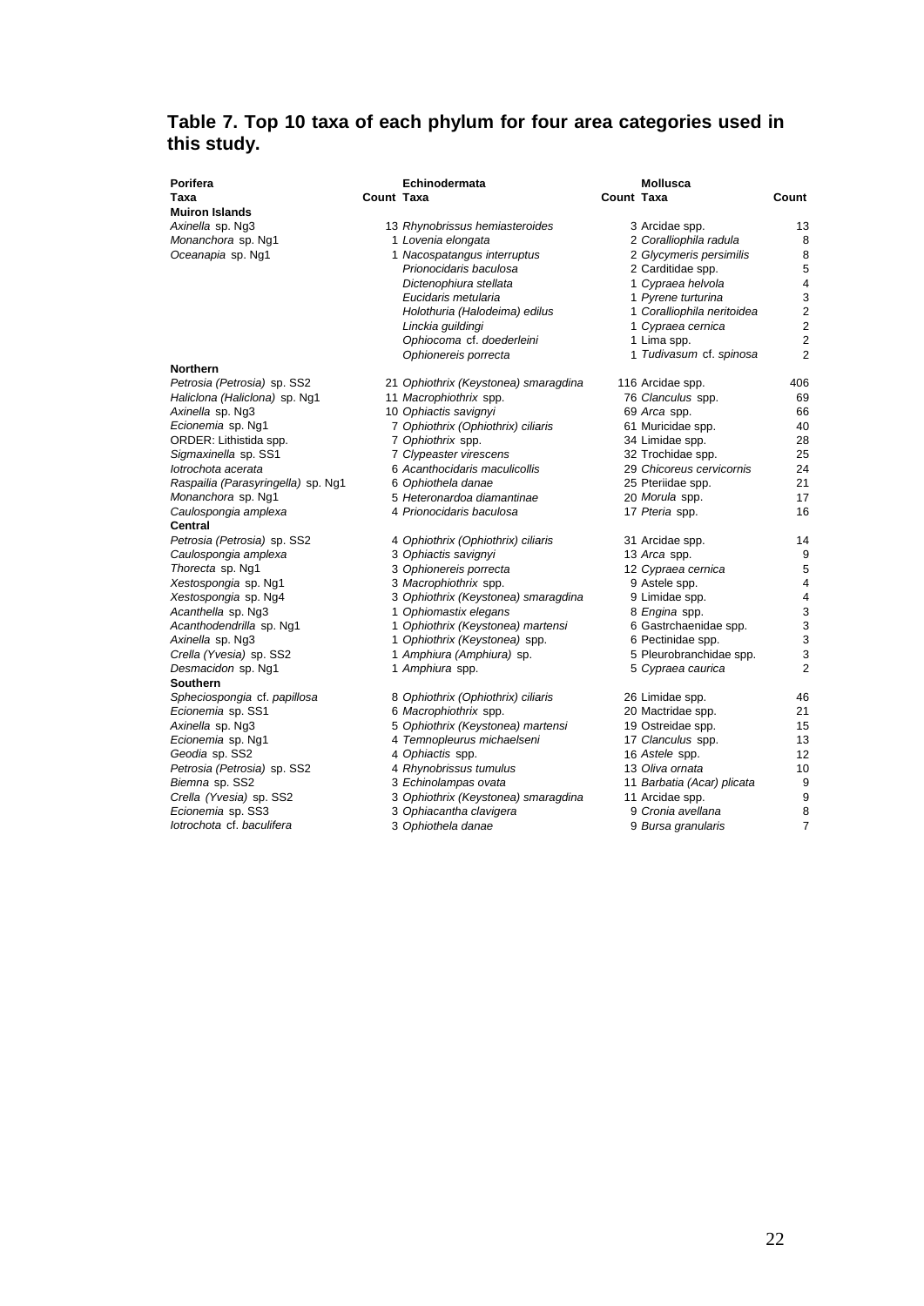## Table 7. Top 10 taxa of each phylum for four area categories used in this study.

| Porifera Taxa | Count | Echinodermata Taxa | Count | Mollusca Taxa | Count |
|---|---|---|---|---|---|
| **Muiron Islands** | | | | | |
| *Axinella* sp. Ng3 | 13 | *Rhynobrissus hemiasteroides* | 3 | Arcidae spp. | 13 |
| *Monanchora* sp. Ng1 | 1 | *Lovenia elongata* | 2 | *Coralliophila radula* | 8 |
| *Oceanapia* sp. Ng1 | 1 | *Nacospatangus interruptus* | 2 | *Glycymeris persimilis* | 8 |
| | | *Prionocidaris baculosa* | 2 | Carditidae spp. | 5 |
| | | *Dictenophiura stellata* | 1 | *Cypraea helvola* | 4 |
| | | *Eucidaris metularia* | 1 | *Pyrene turturina* | 3 |
| | | *Holothuria (Halodeima) edilus* | 1 | *Coralliophila neritoidea* | 2 |
| | | *Linckia guildingi* | 1 | *Cypraea cernica* | 2 |
| | | *Ophiocoma* cf. *doederleini* | 1 | Lima spp. | 2 |
| | | *Ophionereis porrecta* | 1 | *Tudivasum* cf. *spinosa* | 2 |
| **Northern** | | | | | |
| *Petrosia (Petrosia)* sp. SS2 | 21 | *Ophiothrix (Keystonea) smaragdina* | 116 | Arcidae spp. | 406 |
| *Haliclona (Haliclona)* sp. Ng1 | 11 | *Macrophiothrix* spp. | 76 | *Clanculus* spp. | 69 |
| *Axinella* sp. Ng3 | 10 | *Ophiactis savignyi* | 69 | *Arca* spp. | 66 |
| *Ecionemia* sp. Ng1 | 7 | *Ophiothrix (Ophiothrix) ciliaris* | 61 | Muricidae spp. | 40 |
| ORDER: Lithistida spp. | 7 | *Ophiothrix* spp. | 34 | Limidae spp. | 28 |
| *Sigmaxinella* sp. SS1 | 7 | *Clypeaster virescens* | 32 | Trochidae spp. | 25 |
| *Iotrochota acerata* | 6 | *Acanthocidaris maculicollis* | 29 | *Chicoreus cervicornis* | 24 |
| *Raspailia (Parasyringella)* sp. Ng1 | 6 | *Ophiothela danae* | 25 | Pteriidae spp. | 21 |
| *Monanchora* sp. Ng1 | 5 | *Heteronardoa diamantinae* | 20 | *Morula* spp. | 17 |
| *Caulospongia amplexa* | 4 | *Prionocidaris baculosa* | 17 | *Pteria* spp. | 16 |
| **Central** | | | | | |
| *Petrosia (Petrosia)* sp. SS2 | 4 | *Ophiothrix (Ophiothrix) ciliaris* | 31 | Arcidae spp. | 14 |
| *Caulospongia amplexa* | 3 | *Ophiactis savignyi* | 13 | *Arca* spp. | 9 |
| *Thorecta* sp. Ng1 | 3 | *Ophionereis porrecta* | 12 | *Cypraea cernica* | 5 |
| *Xestospongia* sp. Ng1 | 3 | *Macrophiothrix* spp. | 9 | Astele spp. | 4 |
| *Xestospongia* sp. Ng4 | 3 | *Ophiothrix (Keystonea) smaragdina* | 9 | Limidae spp. | 4 |
| *Acanthella* sp. Ng3 | 1 | *Ophiomastix elegans* | 8 | *Engina* spp. | 3 |
| *Acanthodendrilla* sp. Ng1 | 1 | *Ophiothrix (Keystonea) martensi* | 6 | Gastrchaenidae spp. | 3 |
| *Axinella* sp. Ng3 | 1 | *Ophiothrix (Keystonea)* spp. | 6 | Pectinidae spp. | 3 |
| *Crella (Yvesia)* sp. SS2 | 1 | *Amphiura (Amphiura)* sp. | 5 | Pleurobranchidae spp. | 3 |
| *Desmacidon* sp. Ng1 | 1 | *Amphiura* spp. | 5 | *Cypraea caurica* | 2 |
| **Southern** | | | | | |
| *Spheciospongia* cf. *papillosa* | 8 | *Ophiothrix (Ophiothrix) ciliaris* | 26 | Limidae spp. | 46 |
| *Ecionemia* sp. SS1 | 6 | *Macrophiothrix* spp. | 20 | Mactridae spp. | 21 |
| *Axinella* sp. Ng3 | 5 | *Ophiothrix (Keystonea) martensi* | 19 | Ostreidae spp. | 15 |
| *Ecionemia* sp. Ng1 | 4 | *Temnopleurus michaelseni* | 17 | *Clanculus* spp. | 13 |
| *Geodia* sp. SS2 | 4 | *Ophiactis* spp. | 16 | *Astele* spp. | 12 |
| *Petrosia (Petrosia)* sp. SS2 | 4 | *Rhynobrissus tumulus* | 13 | *Oliva ornata* | 10 |
| *Biemna* sp. SS2 | 3 | *Echinolampas ovata* | 11 | *Barbatia (Acar) plicata* | 9 |
| *Crella (Yvesia)* sp. SS2 | 3 | *Ophiothrix (Keystonea) smaragdina* | 11 | Arcidae spp. | 9 |
| *Ecionemia* sp. SS3 | 3 | *Ophiacantha clavigera* | 9 | *Cronia avellana* | 8 |
| *Iotrochota* cf. *baculifera* | 3 | *Ophiothela danae* | 9 | *Bursa granularis* | 7 |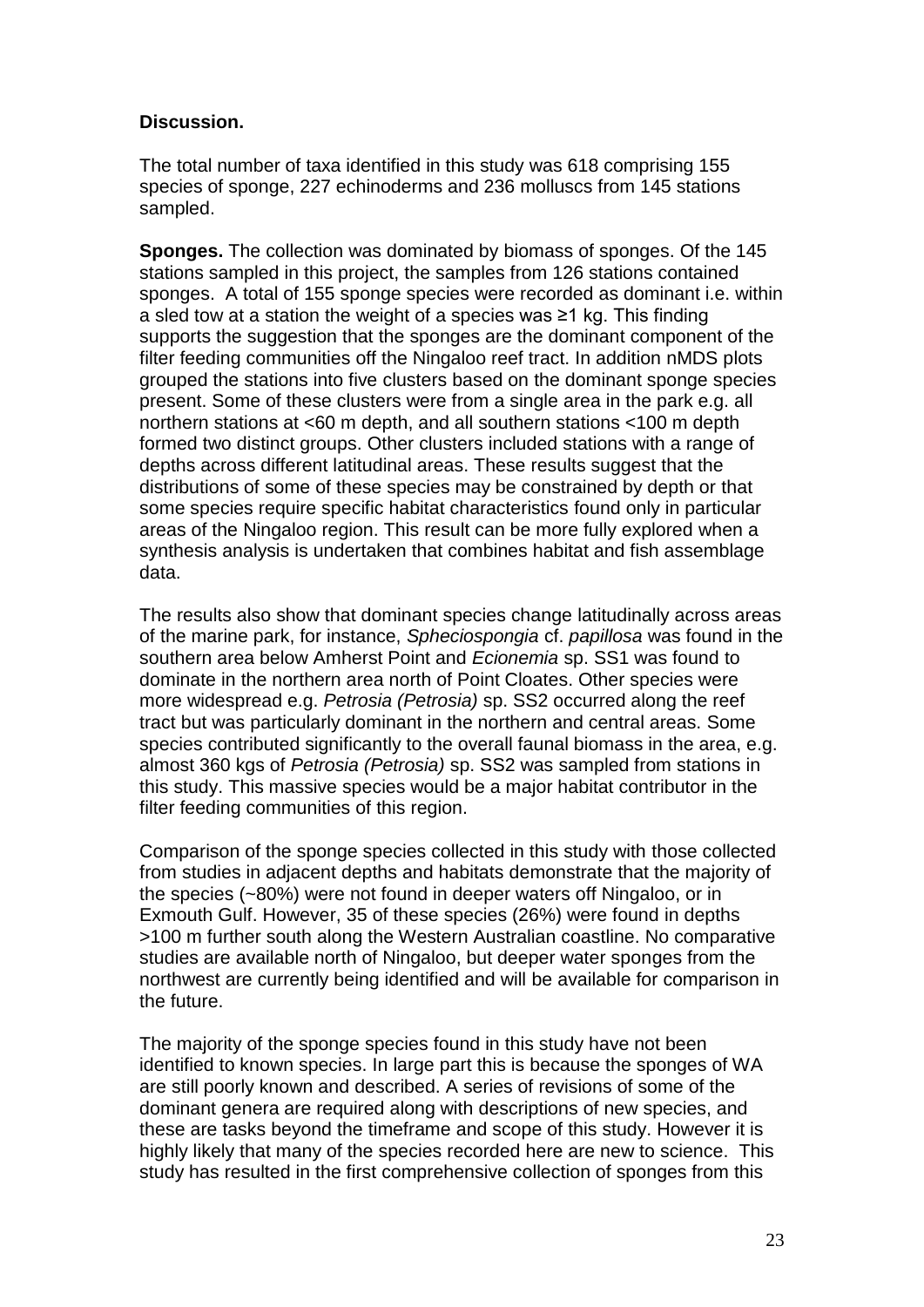**Discussion.**

The total number of taxa identified in this study was 618 comprising 155 species of sponge, 227 echinoderms and 236 molluscs from 145 stations sampled.

**Sponges.** The collection was dominated by biomass of sponges. Of the 145 stations sampled in this project, the samples from 126 stations contained sponges. A total of 155 sponge species were recorded as dominant i.e. within a sled tow at a station the weight of a species was ≥1 kg. This finding supports the suggestion that the sponges are the dominant component of the filter feeding communities off the Ningaloo reef tract. In addition nMDS plots grouped the stations into five clusters based on the dominant sponge species present. Some of these clusters were from a single area in the park e.g. all northern stations at <60 m depth, and all southern stations <100 m depth formed two distinct groups. Other clusters included stations with a range of depths across different latitudinal areas. These results suggest that the distributions of some of these species may be constrained by depth or that some species require specific habitat characteristics found only in particular areas of the Ningaloo region. This result can be more fully explored when a synthesis analysis is undertaken that combines habitat and fish assemblage data.

The results also show that dominant species change latitudinally across areas of the marine park, for instance, *Spheciospongia* cf. *papillosa* was found in the southern area below Amherst Point and *Ecionemia* sp. SS1 was found to dominate in the northern area north of Point Cloates. Other species were more widespread e.g. *Petrosia (Petrosia)* sp. SS2 occurred along the reef tract but was particularly dominant in the northern and central areas. Some species contributed significantly to the overall faunal biomass in the area, e.g. almost 360 kgs of *Petrosia (Petrosia)* sp. SS2 was sampled from stations in this study. This massive species would be a major habitat contributor in the filter feeding communities of this region.

Comparison of the sponge species collected in this study with those collected from studies in adjacent depths and habitats demonstrate that the majority of the species (~80%) were not found in deeper waters off Ningaloo, or in Exmouth Gulf. However, 35 of these species (26%) were found in depths >100 m further south along the Western Australian coastline. No comparative studies are available north of Ningaloo, but deeper water sponges from the northwest are currently being identified and will be available for comparison in the future.

The majority of the sponge species found in this study have not been identified to known species. In large part this is because the sponges of WA are still poorly known and described. A series of revisions of some of the dominant genera are required along with descriptions of new species, and these are tasks beyond the timeframe and scope of this study. However it is highly likely that many of the species recorded here are new to science. This study has resulted in the first comprehensive collection of sponges from this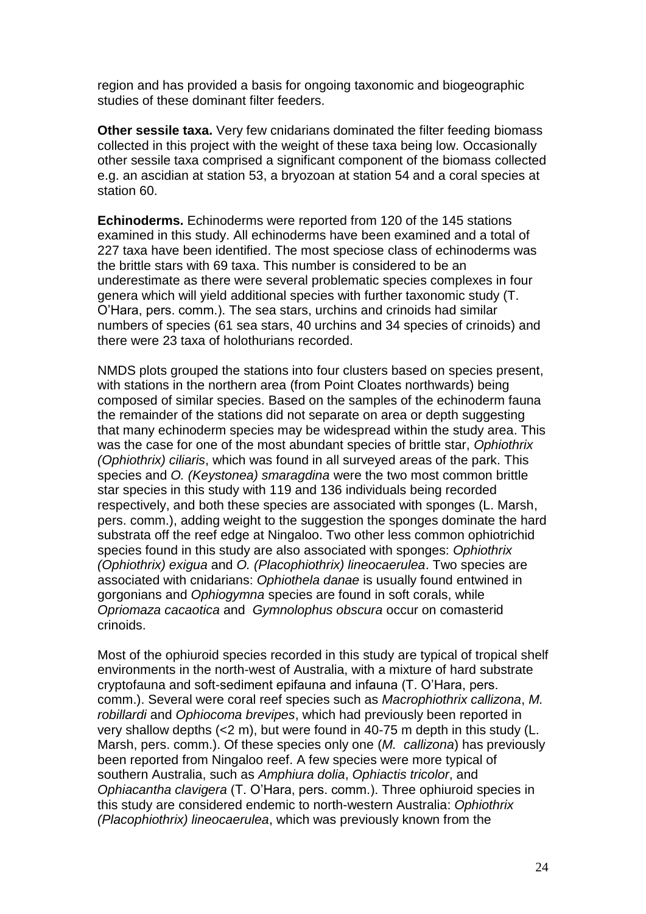region and has provided a basis for ongoing taxonomic and biogeographic studies of these dominant filter feeders.

**Other sessile taxa.** Very few cnidarians dominated the filter feeding biomass collected in this project with the weight of these taxa being low. Occasionally other sessile taxa comprised a significant component of the biomass collected e.g. an ascidian at station 53, a bryozoan at station 54 and a coral species at station 60.

**Echinoderms.** Echinoderms were reported from 120 of the 145 stations examined in this study. All echinoderms have been examined and a total of 227 taxa have been identified. The most speciose class of echinoderms was the brittle stars with 69 taxa. This number is considered to be an underestimate as there were several problematic species complexes in four genera which will yield additional species with further taxonomic study (T. O'Hara, pers. comm.). The sea stars, urchins and crinoids had similar numbers of species (61 sea stars, 40 urchins and 34 species of crinoids) and there were 23 taxa of holothurians recorded.

NMDS plots grouped the stations into four clusters based on species present, with stations in the northern area (from Point Cloates northwards) being composed of similar species. Based on the samples of the echinoderm fauna the remainder of the stations did not separate on area or depth suggesting that many echinoderm species may be widespread within the study area. This was the case for one of the most abundant species of brittle star, *Ophiothrix (Ophiothrix) ciliaris*, which was found in all surveyed areas of the park. This species and *O. (Keystonea) smaragdina* were the two most common brittle star species in this study with 119 and 136 individuals being recorded respectively, and both these species are associated with sponges (L. Marsh, pers. comm.), adding weight to the suggestion the sponges dominate the hard substrata off the reef edge at Ningaloo. Two other less common ophiotrichid species found in this study are also associated with sponges: *Ophiothrix (Ophiothrix) exigua* and *O. (Placophiothrix) lineocaerulea*. Two species are associated with cnidarians: *Ophiothela danae* is usually found entwined in gorgonians and *Ophiogymna* species are found in soft corals, while *Opriomaza cacaotica* and *Gymnolophus obscura* occur on comasterid crinoids.

Most of the ophiuroid species recorded in this study are typical of tropical shelf environments in the north-west of Australia, with a mixture of hard substrate cryptofauna and soft-sediment epifauna and infauna (T. O'Hara, pers. comm.). Several were coral reef species such as *Macrophiothrix callizona*, *M. robillardi* and *Ophiocoma brevipes*, which had previously been reported in very shallow depths (<2 m), but were found in 40-75 m depth in this study (L. Marsh, pers. comm.). Of these species only one (*M. callizona*) has previously been reported from Ningaloo reef. A few species were more typical of southern Australia, such as *Amphiura dolia*, *Ophiactis tricolor*, and *Ophiacantha clavigera* (T. O'Hara, pers. comm.). Three ophiuroid species in this study are considered endemic to north-western Australia: *Ophiothrix (Placophiothrix) lineocaerulea*, which was previously known from the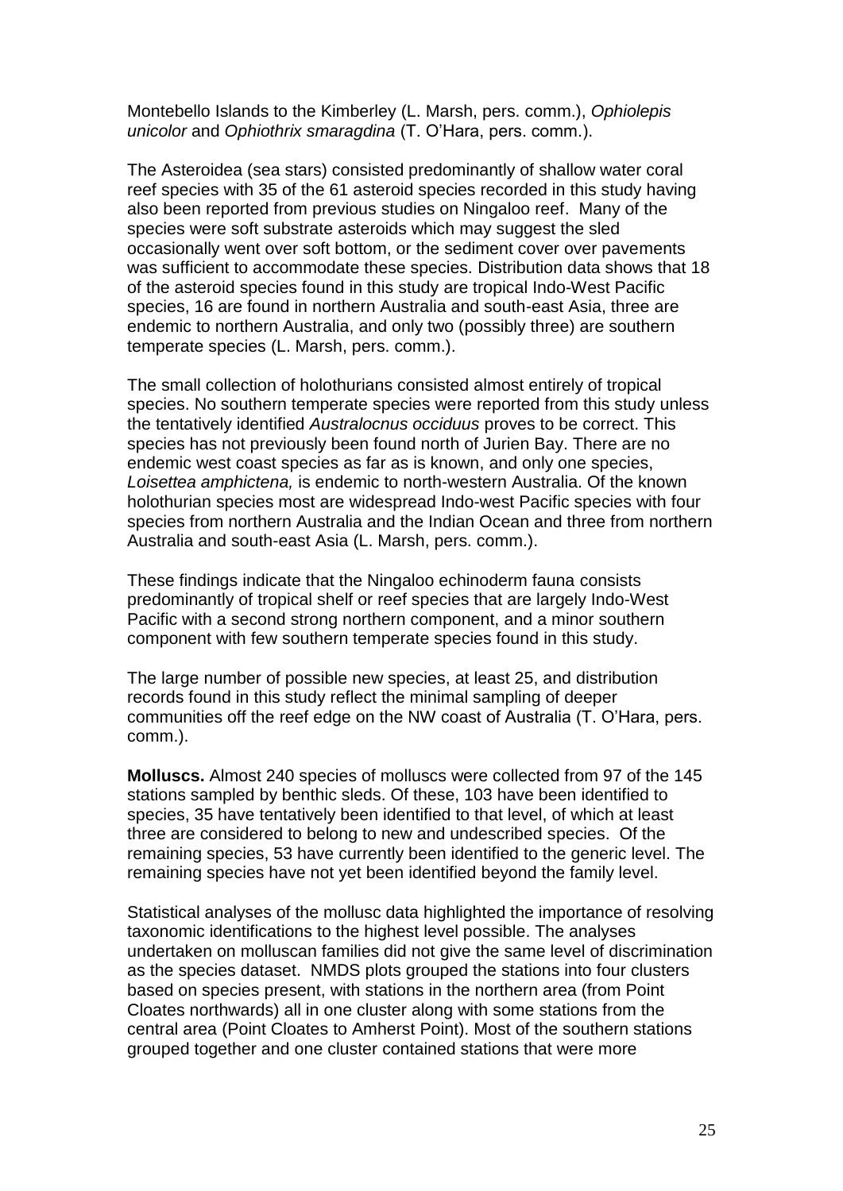Montebello Islands to the Kimberley (L. Marsh, pers. comm.), *Ophiolepis unicolor* and *Ophiothrix smaragdina* (T. O'Hara, pers. comm.).

The Asteroidea (sea stars) consisted predominantly of shallow water coral reef species with 35 of the 61 asteroid species recorded in this study having also been reported from previous studies on Ningaloo reef. Many of the species were soft substrate asteroids which may suggest the sled occasionally went over soft bottom, or the sediment cover over pavements was sufficient to accommodate these species. Distribution data shows that 18 of the asteroid species found in this study are tropical Indo-West Pacific species, 16 are found in northern Australia and south-east Asia, three are endemic to northern Australia, and only two (possibly three) are southern temperate species (L. Marsh, pers. comm.).

The small collection of holothurians consisted almost entirely of tropical species. No southern temperate species were reported from this study unless the tentatively identified *Australocnus occiduus* proves to be correct. This species has not previously been found north of Jurien Bay. There are no endemic west coast species as far as is known, and only one species, *Loisettea amphictena,* is endemic to north-western Australia. Of the known holothurian species most are widespread Indo-west Pacific species with four species from northern Australia and the Indian Ocean and three from northern Australia and south-east Asia (L. Marsh, pers. comm.).

These findings indicate that the Ningaloo echinoderm fauna consists predominantly of tropical shelf or reef species that are largely Indo-West Pacific with a second strong northern component, and a minor southern component with few southern temperate species found in this study.

The large number of possible new species, at least 25, and distribution records found in this study reflect the minimal sampling of deeper communities off the reef edge on the NW coast of Australia (T. O'Hara, pers. comm.).

**Molluscs.** Almost 240 species of molluscs were collected from 97 of the 145 stations sampled by benthic sleds. Of these, 103 have been identified to species, 35 have tentatively been identified to that level, of which at least three are considered to belong to new and undescribed species. Of the remaining species, 53 have currently been identified to the generic level. The remaining species have not yet been identified beyond the family level.

Statistical analyses of the mollusc data highlighted the importance of resolving taxonomic identifications to the highest level possible. The analyses undertaken on molluscan families did not give the same level of discrimination as the species dataset. NMDS plots grouped the stations into four clusters based on species present, with stations in the northern area (from Point Cloates northwards) all in one cluster along with some stations from the central area (Point Cloates to Amherst Point). Most of the southern stations grouped together and one cluster contained stations that were more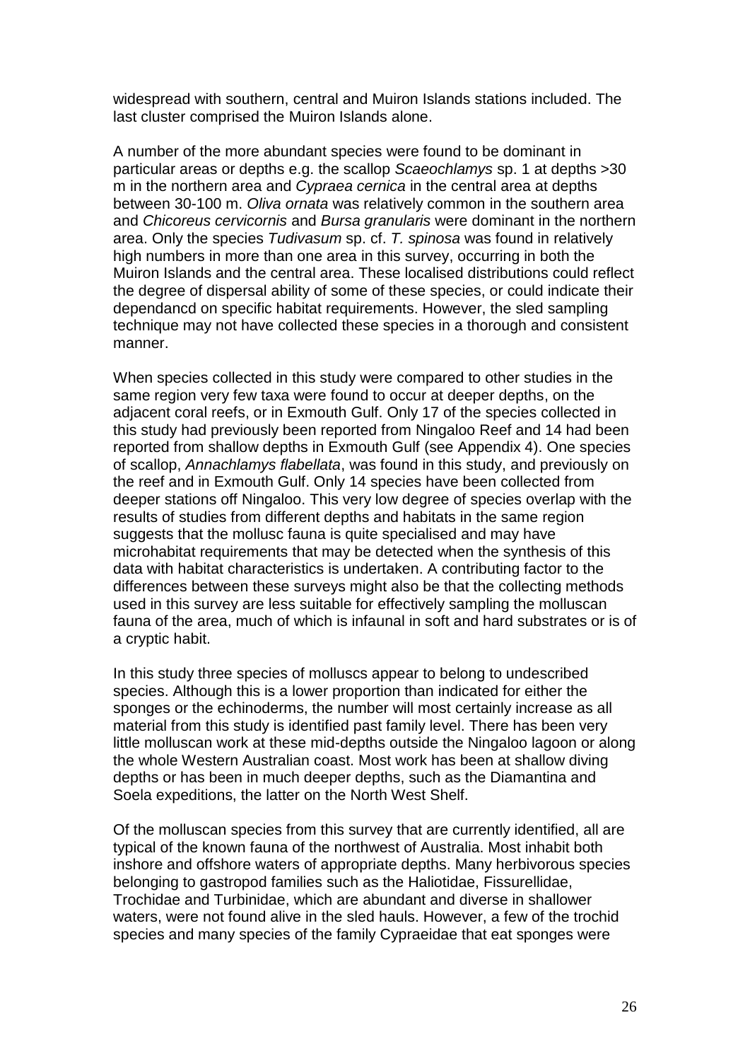widespread with southern, central and Muiron Islands stations included. The last cluster comprised the Muiron Islands alone.

A number of the more abundant species were found to be dominant in particular areas or depths e.g. the scallop *Scaeochlamys* sp. 1 at depths >30 m in the northern area and *Cypraea cernica* in the central area at depths between 30-100 m. *Oliva ornata* was relatively common in the southern area and *Chicoreus cervicornis* and *Bursa granularis* were dominant in the northern area. Only the species *Tudivasum* sp. cf. *T. spinosa* was found in relatively high numbers in more than one area in this survey, occurring in both the Muiron Islands and the central area. These localised distributions could reflect the degree of dispersal ability of some of these species, or could indicate their dependancd on specific habitat requirements. However, the sled sampling technique may not have collected these species in a thorough and consistent manner.

When species collected in this study were compared to other studies in the same region very few taxa were found to occur at deeper depths, on the adjacent coral reefs, or in Exmouth Gulf. Only 17 of the species collected in this study had previously been reported from Ningaloo Reef and 14 had been reported from shallow depths in Exmouth Gulf (see Appendix 4). One species of scallop, *Annachlamys flabellata*, was found in this study, and previously on the reef and in Exmouth Gulf. Only 14 species have been collected from deeper stations off Ningaloo. This very low degree of species overlap with the results of studies from different depths and habitats in the same region suggests that the mollusc fauna is quite specialised and may have microhabitat requirements that may be detected when the synthesis of this data with habitat characteristics is undertaken. A contributing factor to the differences between these surveys might also be that the collecting methods used in this survey are less suitable for effectively sampling the molluscan fauna of the area, much of which is infaunal in soft and hard substrates or is of a cryptic habit.

In this study three species of molluscs appear to belong to undescribed species. Although this is a lower proportion than indicated for either the sponges or the echinoderms, the number will most certainly increase as all material from this study is identified past family level. There has been very little molluscan work at these mid-depths outside the Ningaloo lagoon or along the whole Western Australian coast. Most work has been at shallow diving depths or has been in much deeper depths, such as the Diamantina and Soela expeditions, the latter on the North West Shelf.

Of the molluscan species from this survey that are currently identified, all are typical of the known fauna of the northwest of Australia. Most inhabit both inshore and offshore waters of appropriate depths. Many herbivorous species belonging to gastropod families such as the Haliotidae, Fissurellidae, Trochidae and Turbinidae, which are abundant and diverse in shallower waters, were not found alive in the sled hauls. However, a few of the trochid species and many species of the family Cypraeidae that eat sponges were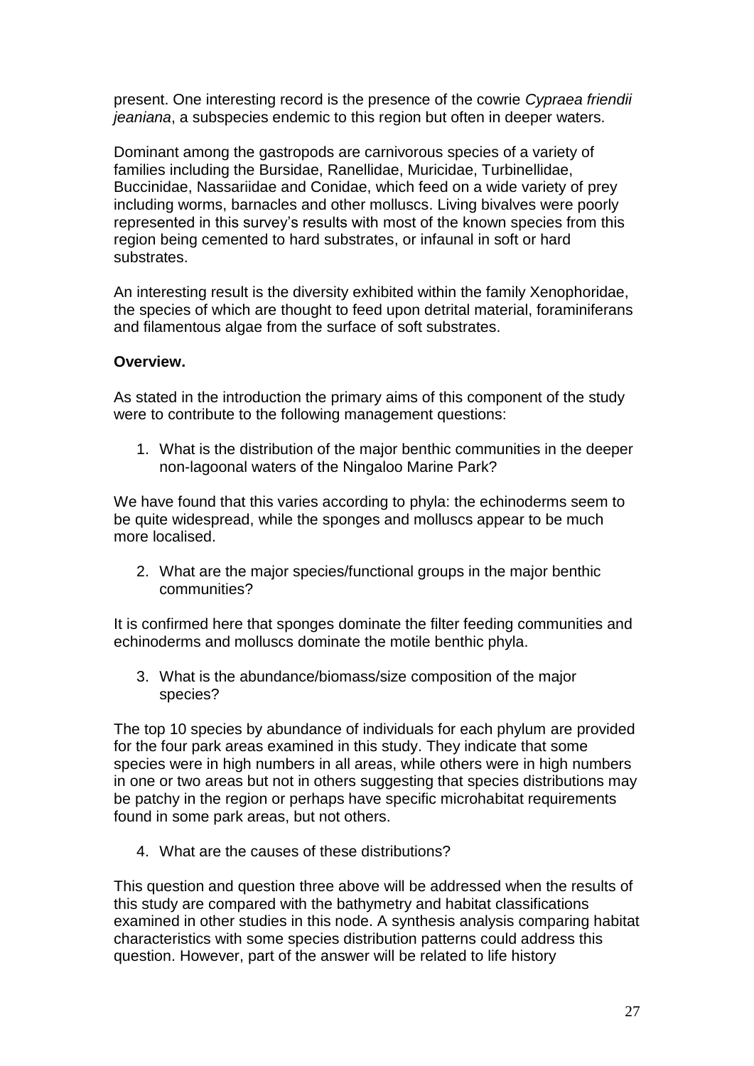present. One interesting record is the presence of the cowrie *Cypraea friendii jeaniana*, a subspecies endemic to this region but often in deeper waters.

Dominant among the gastropods are carnivorous species of a variety of families including the Bursidae, Ranellidae, Muricidae, Turbinellidae, Buccinidae, Nassariidae and Conidae, which feed on a wide variety of prey including worms, barnacles and other molluscs. Living bivalves were poorly represented in this survey's results with most of the known species from this region being cemented to hard substrates, or infaunal in soft or hard substrates.

An interesting result is the diversity exhibited within the family Xenophoridae, the species of which are thought to feed upon detrital material, foraminiferans and filamentous algae from the surface of soft substrates.

**Overview.**

As stated in the introduction the primary aims of this component of the study were to contribute to the following management questions:

1. What is the distribution of the major benthic communities in the deeper non-lagoonal waters of the Ningaloo Marine Park?

We have found that this varies according to phyla: the echinoderms seem to be quite widespread, while the sponges and molluscs appear to be much more localised.

2. What are the major species/functional groups in the major benthic communities?

It is confirmed here that sponges dominate the filter feeding communities and echinoderms and molluscs dominate the motile benthic phyla.

3. What is the abundance/biomass/size composition of the major species?

The top 10 species by abundance of individuals for each phylum are provided for the four park areas examined in this study. They indicate that some species were in high numbers in all areas, while others were in high numbers in one or two areas but not in others suggesting that species distributions may be patchy in the region or perhaps have specific microhabitat requirements found in some park areas, but not others.

4. What are the causes of these distributions?

This question and question three above will be addressed when the results of this study are compared with the bathymetry and habitat classifications examined in other studies in this node. A synthesis analysis comparing habitat characteristics with some species distribution patterns could address this question. However, part of the answer will be related to life history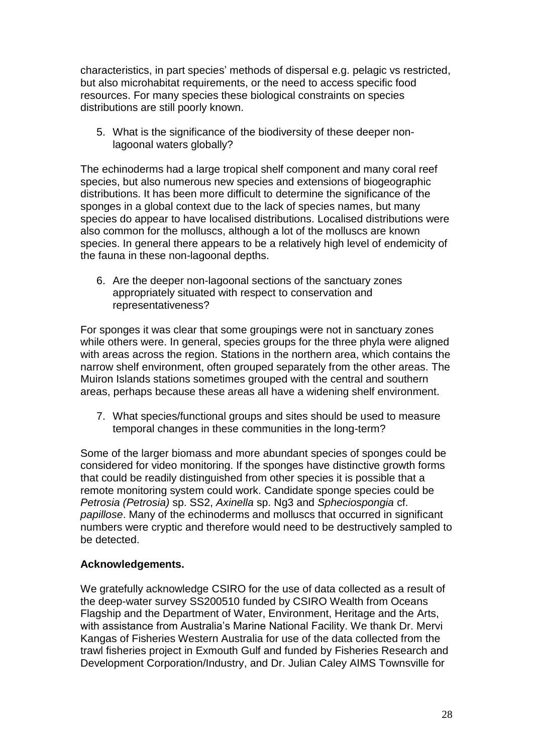characteristics, in part species' methods of dispersal e.g. pelagic vs restricted, but also microhabitat requirements, or the need to access specific food resources. For many species these biological constraints on species distributions are still poorly known.

5. What is the significance of the biodiversity of these deeper non-lagoonal waters globally?

The echinoderms had a large tropical shelf component and many coral reef species, but also numerous new species and extensions of biogeographic distributions. It has been more difficult to determine the significance of the sponges in a global context due to the lack of species names, but many species do appear to have localised distributions. Localised distributions were also common for the molluscs, although a lot of the molluscs are known species. In general there appears to be a relatively high level of endemicity of the fauna in these non-lagoonal depths.

6. Are the deeper non-lagoonal sections of the sanctuary zones appropriately situated with respect to conservation and representativeness?

For sponges it was clear that some groupings were not in sanctuary zones while others were. In general, species groups for the three phyla were aligned with areas across the region. Stations in the northern area, which contains the narrow shelf environment, often grouped separately from the other areas. The Muiron Islands stations sometimes grouped with the central and southern areas, perhaps because these areas all have a widening shelf environment.

7. What species/functional groups and sites should be used to measure temporal changes in these communities in the long-term?

Some of the larger biomass and more abundant species of sponges could be considered for video monitoring. If the sponges have distinctive growth forms that could be readily distinguished from other species it is possible that a remote monitoring system could work. Candidate sponge species could be *Petrosia (Petrosia)* sp. SS2, *Axinella* sp. Ng3 and *Spheciospongia* cf. *papillose*. Many of the echinoderms and molluscs that occurred in significant numbers were cryptic and therefore would need to be destructively sampled to be detected.

**Acknowledgements.**

We gratefully acknowledge CSIRO for the use of data collected as a result of the deep-water survey SS200510 funded by CSIRO Wealth from Oceans Flagship and the Department of Water, Environment, Heritage and the Arts, with assistance from Australia's Marine National Facility. We thank Dr. Mervi Kangas of Fisheries Western Australia for use of the data collected from the trawl fisheries project in Exmouth Gulf and funded by Fisheries Research and Development Corporation/Industry, and Dr. Julian Caley AIMS Townsville for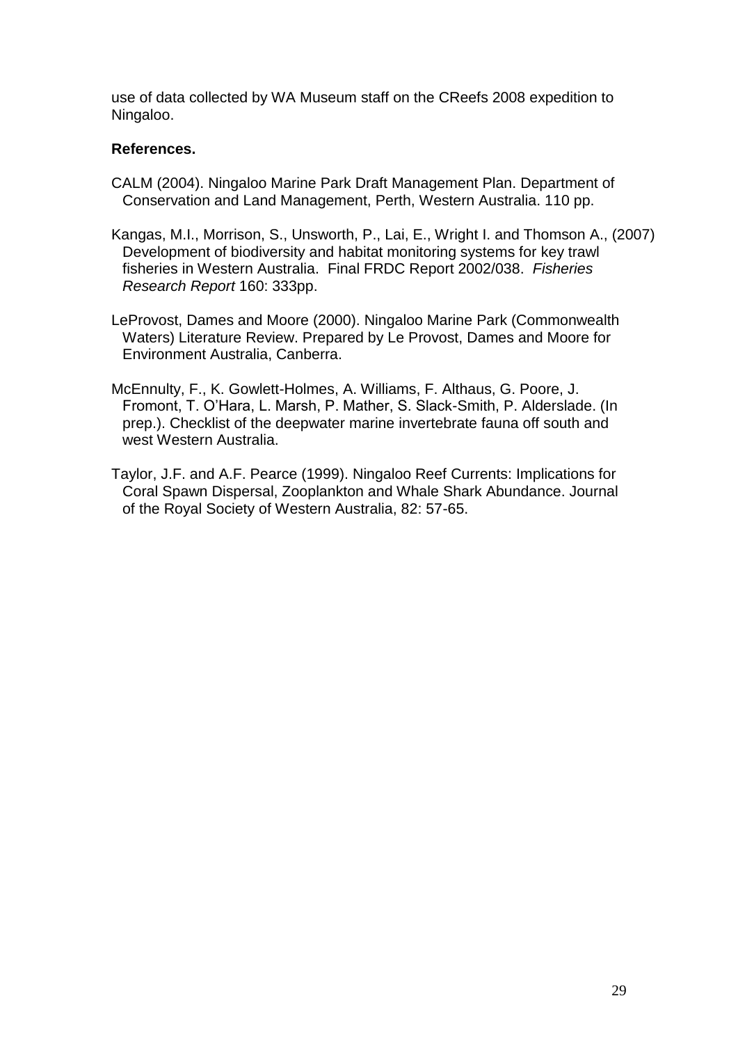use of data collected by WA Museum staff on the CReefs 2008 expedition to Ningaloo.

**References.**

CALM (2004). Ningaloo Marine Park Draft Management Plan. Department of Conservation and Land Management, Perth, Western Australia. 110 pp.

Kangas, M.I., Morrison, S., Unsworth, P., Lai, E., Wright I. and Thomson A., (2007) Development of biodiversity and habitat monitoring systems for key trawl fisheries in Western Australia. Final FRDC Report 2002/038. *Fisheries Research Report* 160: 333pp.

LeProvost, Dames and Moore (2000). Ningaloo Marine Park (Commonwealth Waters) Literature Review. Prepared by Le Provost, Dames and Moore for Environment Australia, Canberra.

McEnnulty, F., K. Gowlett-Holmes, A. Williams, F. Althaus, G. Poore, J. Fromont, T. O'Hara, L. Marsh, P. Mather, S. Slack-Smith, P. Alderslade. (In prep.). Checklist of the deepwater marine invertebrate fauna off south and west Western Australia.

Taylor, J.F. and A.F. Pearce (1999). Ningaloo Reef Currents: Implications for Coral Spawn Dispersal, Zooplankton and Whale Shark Abundance. Journal of the Royal Society of Western Australia, 82: 57-65.